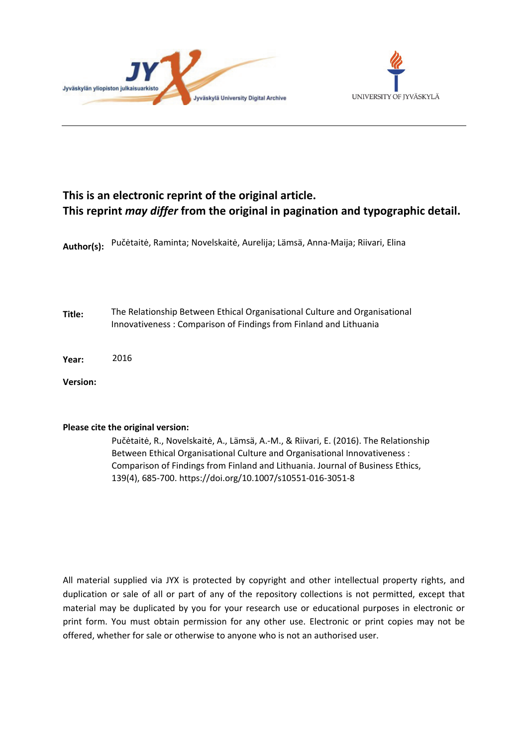**This is an electronic reprint of the original article.**
**This reprint *may differ* from the original in pagination and typographic detail.**

**Author(s):** Pučėtaitė, Raminta; Novelskaitė, Aurelija; Lämsä, Anna-Maija; Riivari, Elina

**Title:** The Relationship Between Ethical Organisational Culture and Organisational Innovativeness : Comparison of Findings from Finland and Lithuania

**Year:** 2016

**Version:**

**Please cite the original version:**

Pučėtaitė, R., Novelskaitė, A., Lämsä, A.-M., & Riivari, E. (2016). The Relationship Between Ethical Organisational Culture and Organisational Innovativeness : Comparison of Findings from Finland and Lithuania. Journal of Business Ethics, 139(4), 685-700. https://doi.org/10.1007/s10551-016-3051-8

All material supplied via JYX is protected by copyright and other intellectual property rights, and duplication or sale of all or part of any of the repository collections is not permitted, except that material may be duplicated by you for your research use or educational purposes in electronic or print form. You must obtain permission for any other use. Electronic or print copies may not be offered, whether for sale or otherwise to anyone who is not an authorised user.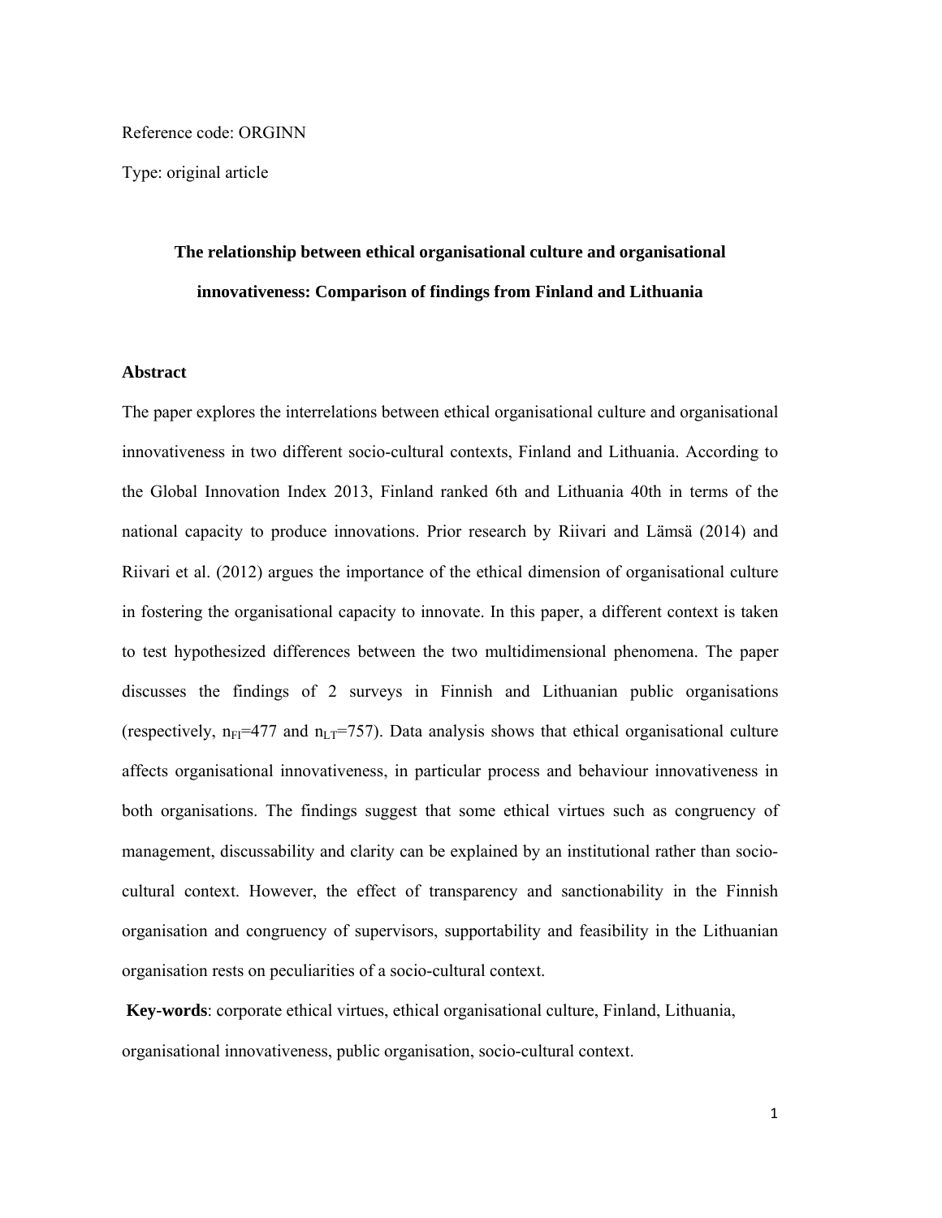Reference code: ORGINN

Type: original article

# The relationship between ethical organisational culture and organisational innovativeness: Comparison of findings from Finland and Lithuania

## Abstract

The paper explores the interrelations between ethical organisational culture and organisational innovativeness in two different socio-cultural contexts, Finland and Lithuania. According to the Global Innovation Index 2013, Finland ranked 6th and Lithuania 40th in terms of the national capacity to produce innovations. Prior research by Riivari and Lämsä (2014) and Riivari et al. (2012) argues the importance of the ethical dimension of organisational culture in fostering the organisational capacity to innovate. In this paper, a different context is taken to test hypothesized differences between the two multidimensional phenomena. The paper discusses the findings of 2 surveys in Finnish and Lithuanian public organisations (respectively, $n_{FI}$=477 and $n_{LT}$=757). Data analysis shows that ethical organisational culture affects organisational innovativeness, in particular process and behaviour innovativeness in both organisations. The findings suggest that some ethical virtues such as congruency of management, discussability and clarity can be explained by an institutional rather than socio-cultural context. However, the effect of transparency and sanctionability in the Finnish organisation and congruency of supervisors, supportability and feasibility in the Lithuanian organisation rests on peculiarities of a socio-cultural context.

**Key-words**: corporate ethical virtues, ethical organisational culture, Finland, Lithuania, organisational innovativeness, public organisation, socio-cultural context.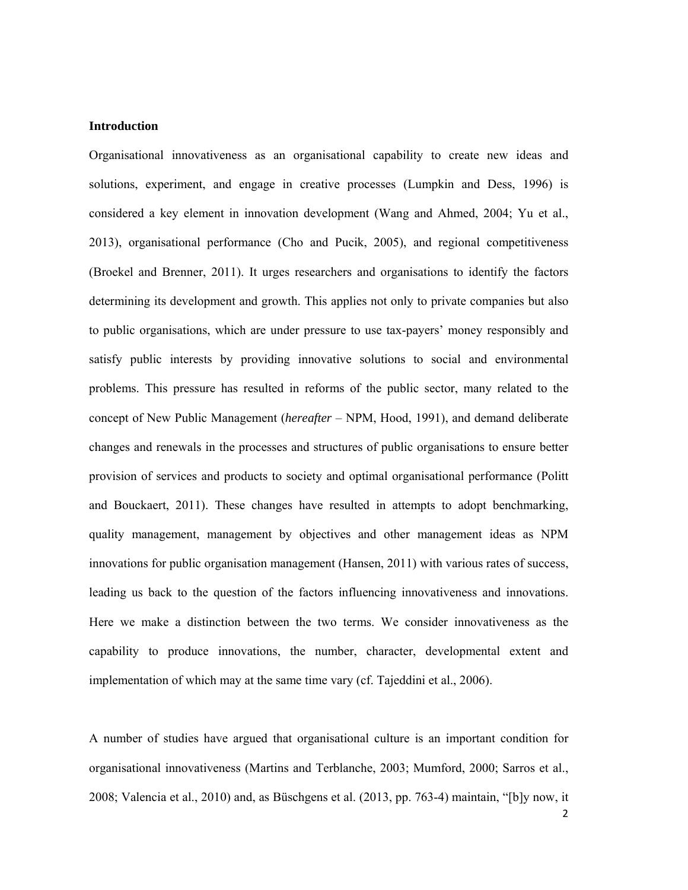## Introduction

Organisational innovativeness as an organisational capability to create new ideas and solutions, experiment, and engage in creative processes (Lumpkin and Dess, 1996) is considered a key element in innovation development (Wang and Ahmed, 2004; Yu et al., 2013), organisational performance (Cho and Pucik, 2005), and regional competitiveness (Broekel and Brenner, 2011). It urges researchers and organisations to identify the factors determining its development and growth. This applies not only to private companies but also to public organisations, which are under pressure to use tax-payers' money responsibly and satisfy public interests by providing innovative solutions to social and environmental problems. This pressure has resulted in reforms of the public sector, many related to the concept of New Public Management (*hereafter* – NPM, Hood, 1991), and demand deliberate changes and renewals in the processes and structures of public organisations to ensure better provision of services and products to society and optimal organisational performance (Politt and Bouckaert, 2011). These changes have resulted in attempts to adopt benchmarking, quality management, management by objectives and other management ideas as NPM innovations for public organisation management (Hansen, 2011) with various rates of success, leading us back to the question of the factors influencing innovativeness and innovations. Here we make a distinction between the two terms. We consider innovativeness as the capability to produce innovations, the number, character, developmental extent and implementation of which may at the same time vary (cf. Tajeddini et al., 2006).

A number of studies have argued that organisational culture is an important condition for organisational innovativeness (Martins and Terblanche, 2003; Mumford, 2000; Sarros et al., 2008; Valencia et al., 2010) and, as Büschgens et al. (2013, pp. 763-4) maintain, "[b]y now, it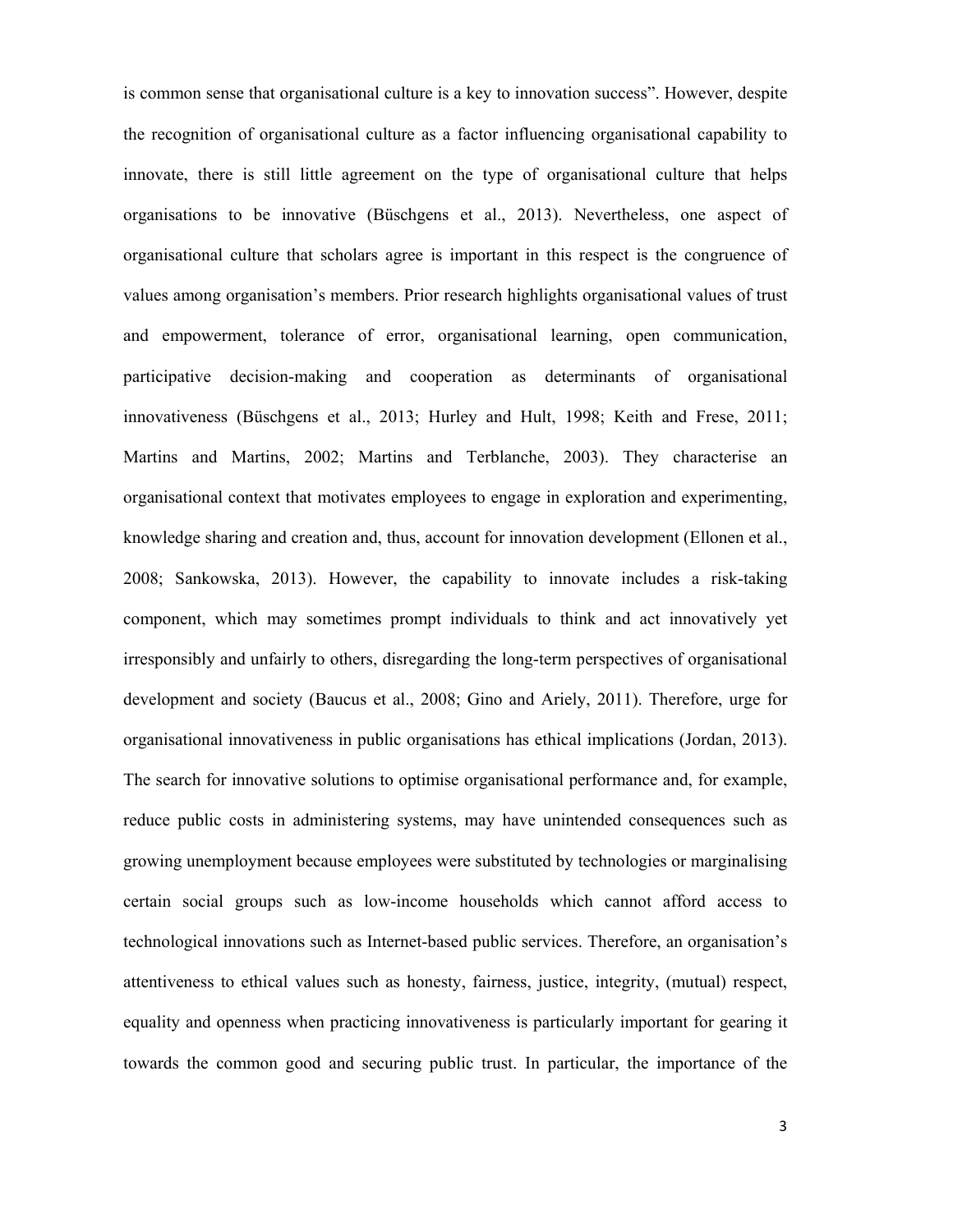is common sense that organisational culture is a key to innovation success”. However, despite the recognition of organisational culture as a factor influencing organisational capability to innovate, there is still little agreement on the type of organisational culture that helps organisations to be innovative (Büschgens et al., 2013). Nevertheless, one aspect of organisational culture that scholars agree is important in this respect is the congruence of values among organisation’s members. Prior research highlights organisational values of trust and empowerment, tolerance of error, organisational learning, open communication, participative decision-making and cooperation as determinants of organisational innovativeness (Büschgens et al., 2013; Hurley and Hult, 1998; Keith and Frese, 2011; Martins and Martins, 2002; Martins and Terblanche, 2003). They characterise an organisational context that motivates employees to engage in exploration and experimenting, knowledge sharing and creation and, thus, account for innovation development (Ellonen et al., 2008; Sankowska, 2013). However, the capability to innovate includes a risk-taking component, which may sometimes prompt individuals to think and act innovatively yet irresponsibly and unfairly to others, disregarding the long-term perspectives of organisational development and society (Baucus et al., 2008; Gino and Ariely, 2011). Therefore, urge for organisational innovativeness in public organisations has ethical implications (Jordan, 2013). The search for innovative solutions to optimise organisational performance and, for example, reduce public costs in administering systems, may have unintended consequences such as growing unemployment because employees were substituted by technologies or marginalising certain social groups such as low-income households which cannot afford access to technological innovations such as Internet-based public services. Therefore, an organisation’s attentiveness to ethical values such as honesty, fairness, justice, integrity, (mutual) respect, equality and openness when practicing innovativeness is particularly important for gearing it towards the common good and securing public trust. In particular, the importance of the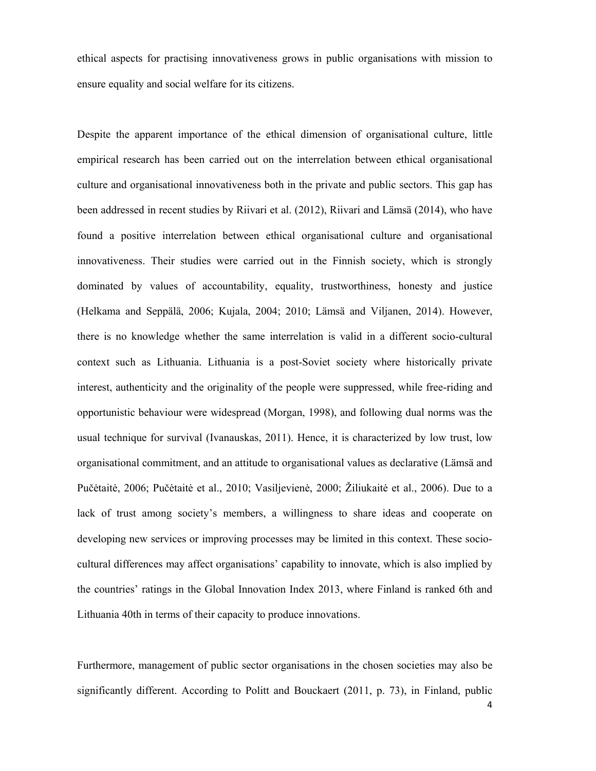ethical aspects for practising innovativeness grows in public organisations with mission to ensure equality and social welfare for its citizens.

Despite the apparent importance of the ethical dimension of organisational culture, little empirical research has been carried out on the interrelation between ethical organisational culture and organisational innovativeness both in the private and public sectors. This gap has been addressed in recent studies by Riivari et al. (2012), Riivari and Lämsä (2014), who have found a positive interrelation between ethical organisational culture and organisational innovativeness. Their studies were carried out in the Finnish society, which is strongly dominated by values of accountability, equality, trustworthiness, honesty and justice (Helkama and Seppälä, 2006; Kujala, 2004; 2010; Lämsä and Viljanen, 2014). However, there is no knowledge whether the same interrelation is valid in a different socio-cultural context such as Lithuania. Lithuania is a post-Soviet society where historically private interest, authenticity and the originality of the people were suppressed, while free-riding and opportunistic behaviour were widespread (Morgan, 1998), and following dual norms was the usual technique for survival (Ivanauskas, 2011). Hence, it is characterized by low trust, low organisational commitment, and an attitude to organisational values as declarative (Lämsä and Pučėtaitė, 2006; Pučėtaitė et al., 2010; Vasiljevienė, 2000; Žiliukaitė et al., 2006). Due to a lack of trust among society's members, a willingness to share ideas and cooperate on developing new services or improving processes may be limited in this context. These socio-cultural differences may affect organisations' capability to innovate, which is also implied by the countries' ratings in the Global Innovation Index 2013, where Finland is ranked 6th and Lithuania 40th in terms of their capacity to produce innovations.

Furthermore, management of public sector organisations in the chosen societies may also be significantly different. According to Politt and Bouckaert (2011, p. 73), in Finland, public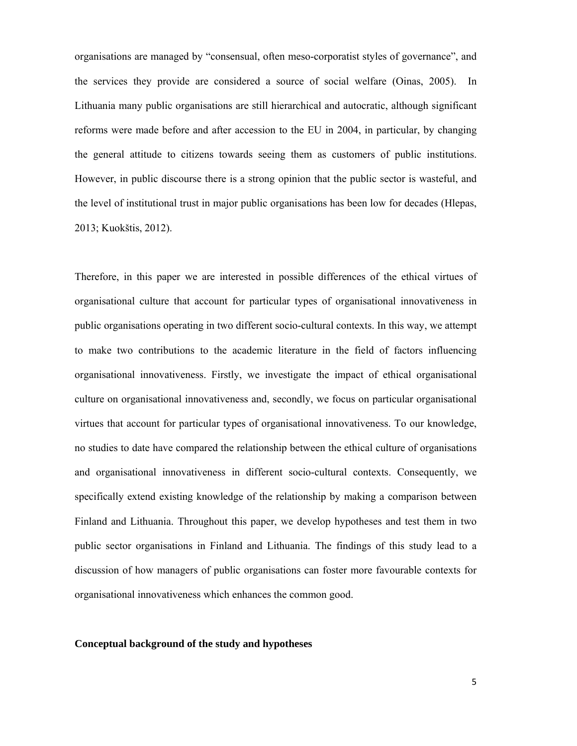organisations are managed by "consensual, often meso-corporatist styles of governance", and the services they provide are considered a source of social welfare (Oinas, 2005). In Lithuania many public organisations are still hierarchical and autocratic, although significant reforms were made before and after accession to the EU in 2004, in particular, by changing the general attitude to citizens towards seeing them as customers of public institutions. However, in public discourse there is a strong opinion that the public sector is wasteful, and the level of institutional trust in major public organisations has been low for decades (Hlepas, 2013; Kuokštis, 2012).

Therefore, in this paper we are interested in possible differences of the ethical virtues of organisational culture that account for particular types of organisational innovativeness in public organisations operating in two different socio-cultural contexts. In this way, we attempt to make two contributions to the academic literature in the field of factors influencing organisational innovativeness. Firstly, we investigate the impact of ethical organisational culture on organisational innovativeness and, secondly, we focus on particular organisational virtues that account for particular types of organisational innovativeness. To our knowledge, no studies to date have compared the relationship between the ethical culture of organisations and organisational innovativeness in different socio-cultural contexts. Consequently, we specifically extend existing knowledge of the relationship by making a comparison between Finland and Lithuania. Throughout this paper, we develop hypotheses and test them in two public sector organisations in Finland and Lithuania. The findings of this study lead to a discussion of how managers of public organisations can foster more favourable contexts for organisational innovativeness which enhances the common good.

## Conceptual background of the study and hypotheses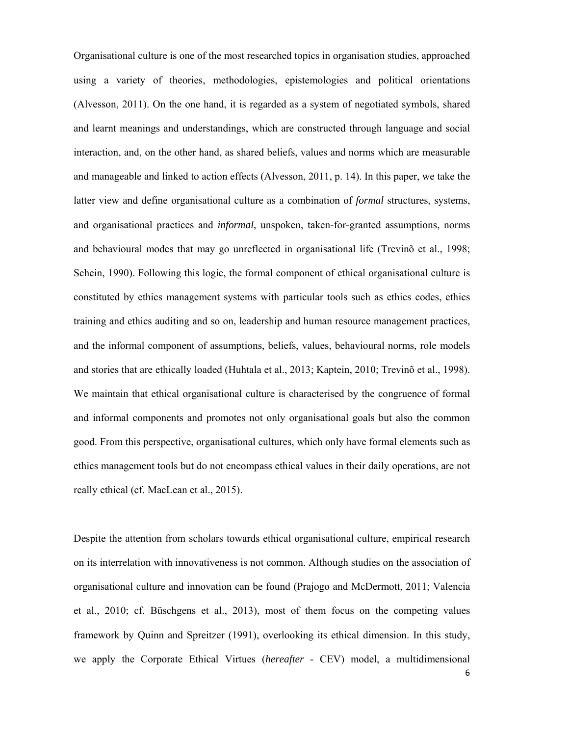Organisational culture is one of the most researched topics in organisation studies, approached using a variety of theories, methodologies, epistemologies and political orientations (Alvesson, 2011). On the one hand, it is regarded as a system of negotiated symbols, shared and learnt meanings and understandings, which are constructed through language and social interaction, and, on the other hand, as shared beliefs, values and norms which are measurable and manageable and linked to action effects (Alvesson, 2011, p. 14). In this paper, we take the latter view and define organisational culture as a combination of *formal* structures, systems, and organisational practices and *informal*, unspoken, taken-for-granted assumptions, norms and behavioural modes that may go unreflected in organisational life (Trevinõ et al., 1998; Schein, 1990). Following this logic, the formal component of ethical organisational culture is constituted by ethics management systems with particular tools such as ethics codes, ethics training and ethics auditing and so on, leadership and human resource management practices, and the informal component of assumptions, beliefs, values, behavioural norms, role models and stories that are ethically loaded (Huhtala et al., 2013; Kaptein, 2010; Trevinõ et al., 1998). We maintain that ethical organisational culture is characterised by the congruence of formal and informal components and promotes not only organisational goals but also the common good. From this perspective, organisational cultures, which only have formal elements such as ethics management tools but do not encompass ethical values in their daily operations, are not really ethical (cf. MacLean et al., 2015).

Despite the attention from scholars towards ethical organisational culture, empirical research on its interrelation with innovativeness is not common. Although studies on the association of organisational culture and innovation can be found (Prajogo and McDermott, 2011; Valencia et al., 2010; cf. Büschgens et al., 2013), most of them focus on the competing values framework by Quinn and Spreitzer (1991), overlooking its ethical dimension. In this study, we apply the Corporate Ethical Virtues (*hereafter* - CEV) model, a multidimensional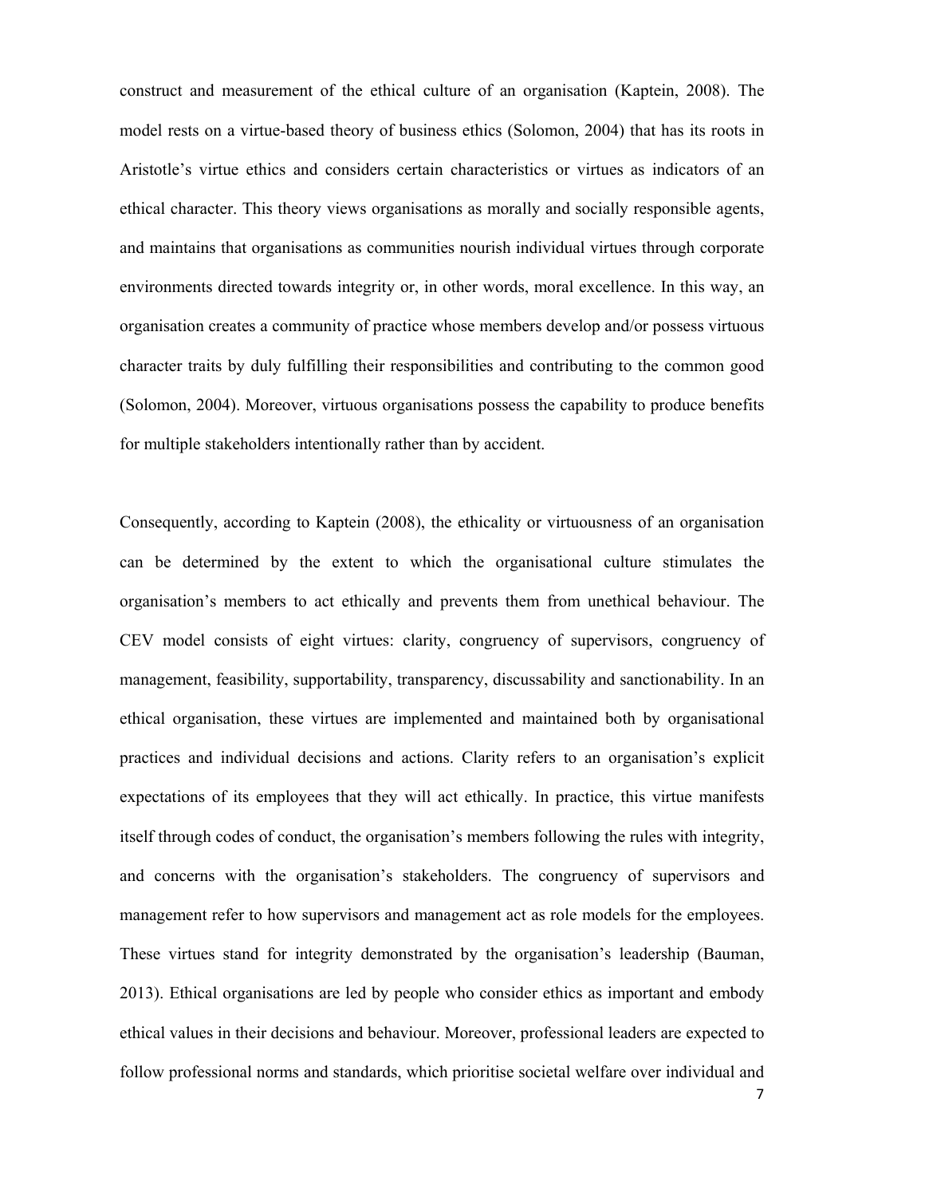construct and measurement of the ethical culture of an organisation (Kaptein, 2008). The model rests on a virtue-based theory of business ethics (Solomon, 2004) that has its roots in Aristotle's virtue ethics and considers certain characteristics or virtues as indicators of an ethical character. This theory views organisations as morally and socially responsible agents, and maintains that organisations as communities nourish individual virtues through corporate environments directed towards integrity or, in other words, moral excellence. In this way, an organisation creates a community of practice whose members develop and/or possess virtuous character traits by duly fulfilling their responsibilities and contributing to the common good (Solomon, 2004). Moreover, virtuous organisations possess the capability to produce benefits for multiple stakeholders intentionally rather than by accident.

Consequently, according to Kaptein (2008), the ethicality or virtuousness of an organisation can be determined by the extent to which the organisational culture stimulates the organisation's members to act ethically and prevents them from unethical behaviour. The CEV model consists of eight virtues: clarity, congruency of supervisors, congruency of management, feasibility, supportability, transparency, discussability and sanctionability. In an ethical organisation, these virtues are implemented and maintained both by organisational practices and individual decisions and actions. Clarity refers to an organisation's explicit expectations of its employees that they will act ethically. In practice, this virtue manifests itself through codes of conduct, the organisation's members following the rules with integrity, and concerns with the organisation's stakeholders. The congruency of supervisors and management refer to how supervisors and management act as role models for the employees. These virtues stand for integrity demonstrated by the organisation's leadership (Bauman, 2013). Ethical organisations are led by people who consider ethics as important and embody ethical values in their decisions and behaviour. Moreover, professional leaders are expected to follow professional norms and standards, which prioritise societal welfare over individual and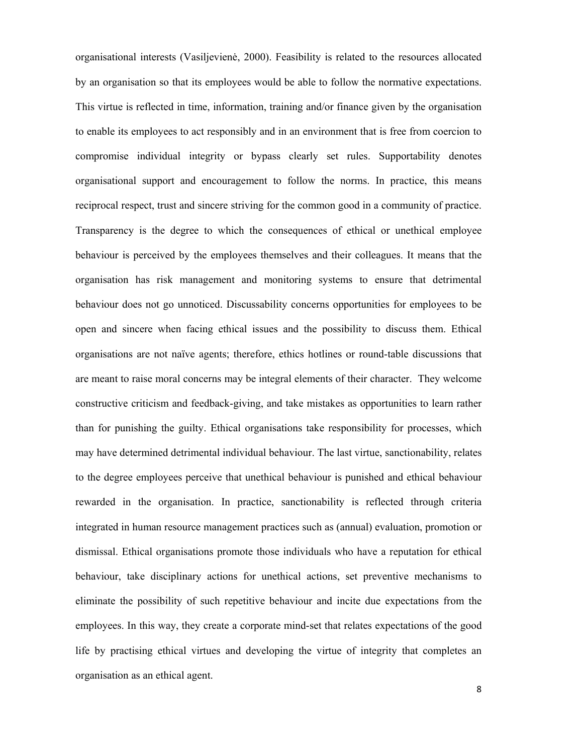organisational interests (Vasiljevienė, 2000). Feasibility is related to the resources allocated by an organisation so that its employees would be able to follow the normative expectations. This virtue is reflected in time, information, training and/or finance given by the organisation to enable its employees to act responsibly and in an environment that is free from coercion to compromise individual integrity or bypass clearly set rules. Supportability denotes organisational support and encouragement to follow the norms. In practice, this means reciprocal respect, trust and sincere striving for the common good in a community of practice. Transparency is the degree to which the consequences of ethical or unethical employee behaviour is perceived by the employees themselves and their colleagues. It means that the organisation has risk management and monitoring systems to ensure that detrimental behaviour does not go unnoticed. Discussability concerns opportunities for employees to be open and sincere when facing ethical issues and the possibility to discuss them. Ethical organisations are not naïve agents; therefore, ethics hotlines or round-table discussions that are meant to raise moral concerns may be integral elements of their character. They welcome constructive criticism and feedback-giving, and take mistakes as opportunities to learn rather than for punishing the guilty. Ethical organisations take responsibility for processes, which may have determined detrimental individual behaviour. The last virtue, sanctionability, relates to the degree employees perceive that unethical behaviour is punished and ethical behaviour rewarded in the organisation. In practice, sanctionability is reflected through criteria integrated in human resource management practices such as (annual) evaluation, promotion or dismissal. Ethical organisations promote those individuals who have a reputation for ethical behaviour, take disciplinary actions for unethical actions, set preventive mechanisms to eliminate the possibility of such repetitive behaviour and incite due expectations from the employees. In this way, they create a corporate mind-set that relates expectations of the good life by practising ethical virtues and developing the virtue of integrity that completes an organisation as an ethical agent.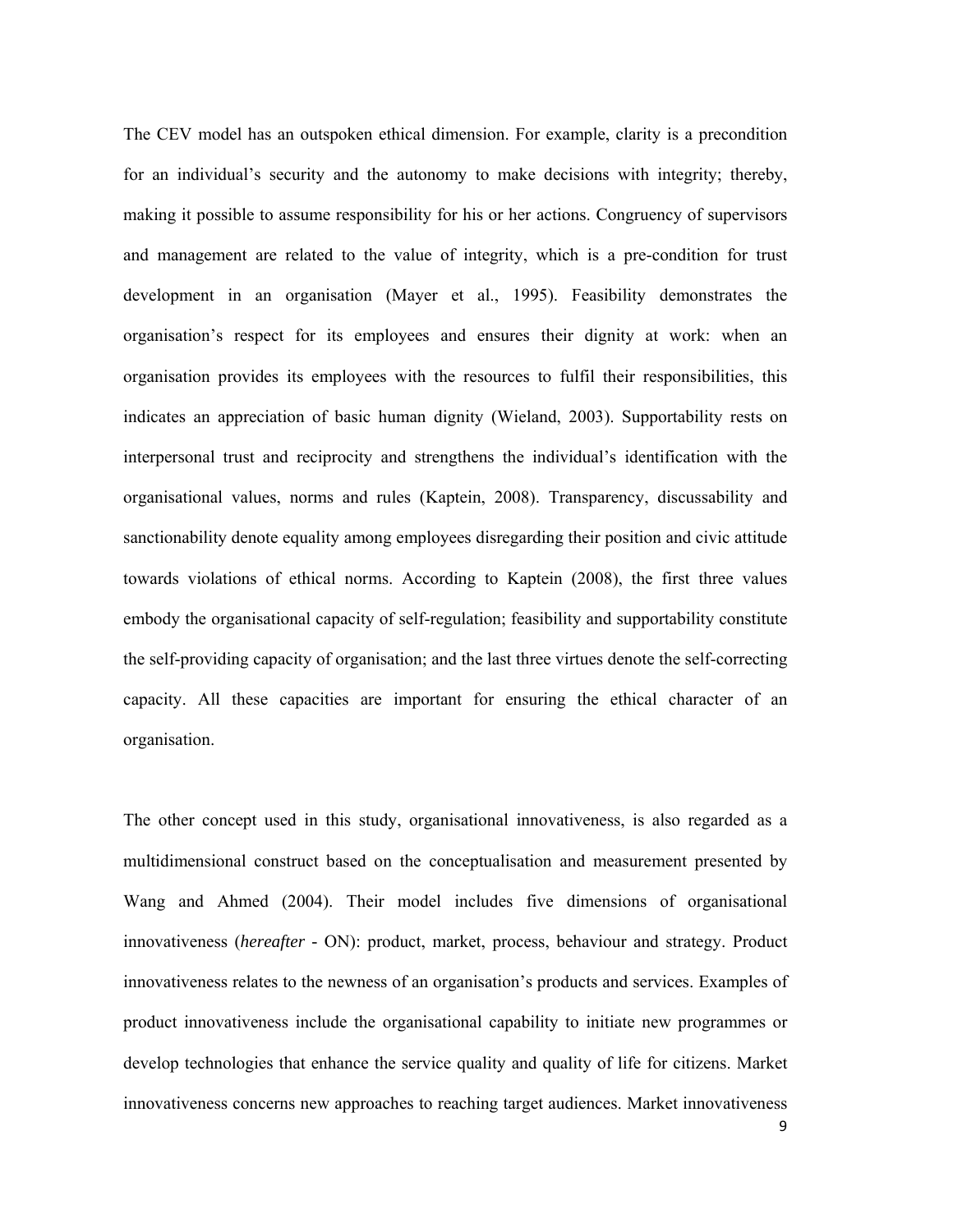The CEV model has an outspoken ethical dimension. For example, clarity is a precondition for an individual's security and the autonomy to make decisions with integrity; thereby, making it possible to assume responsibility for his or her actions. Congruency of supervisors and management are related to the value of integrity, which is a pre-condition for trust development in an organisation (Mayer et al., 1995). Feasibility demonstrates the organisation's respect for its employees and ensures their dignity at work: when an organisation provides its employees with the resources to fulfil their responsibilities, this indicates an appreciation of basic human dignity (Wieland, 2003). Supportability rests on interpersonal trust and reciprocity and strengthens the individual's identification with the organisational values, norms and rules (Kaptein, 2008). Transparency, discussability and sanctionability denote equality among employees disregarding their position and civic attitude towards violations of ethical norms. According to Kaptein (2008), the first three values embody the organisational capacity of self-regulation; feasibility and supportability constitute the self-providing capacity of organisation; and the last three virtues denote the self-correcting capacity. All these capacities are important for ensuring the ethical character of an organisation.

The other concept used in this study, organisational innovativeness, is also regarded as a multidimensional construct based on the conceptualisation and measurement presented by Wang and Ahmed (2004). Their model includes five dimensions of organisational innovativeness (*hereafter* - ON): product, market, process, behaviour and strategy. Product innovativeness relates to the newness of an organisation's products and services. Examples of product innovativeness include the organisational capability to initiate new programmes or develop technologies that enhance the service quality and quality of life for citizens. Market innovativeness concerns new approaches to reaching target audiences. Market innovativeness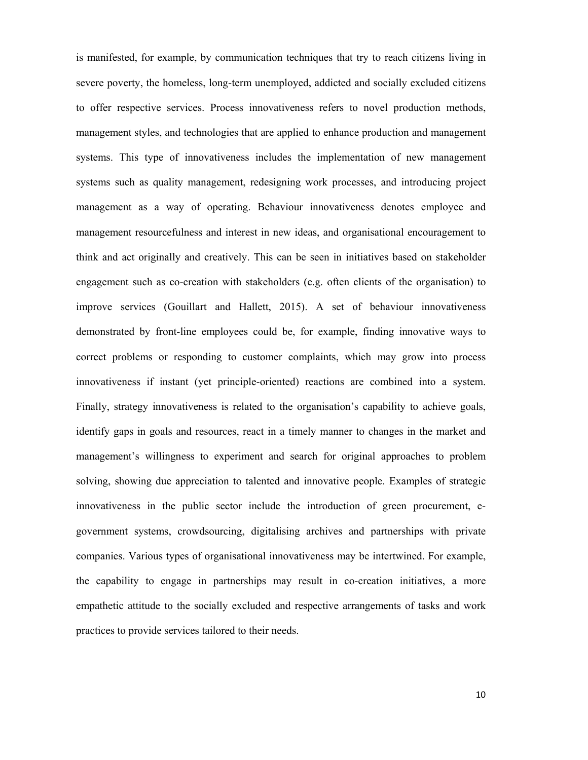is manifested, for example, by communication techniques that try to reach citizens living in severe poverty, the homeless, long-term unemployed, addicted and socially excluded citizens to offer respective services. Process innovativeness refers to novel production methods, management styles, and technologies that are applied to enhance production and management systems. This type of innovativeness includes the implementation of new management systems such as quality management, redesigning work processes, and introducing project management as a way of operating. Behaviour innovativeness denotes employee and management resourcefulness and interest in new ideas, and organisational encouragement to think and act originally and creatively. This can be seen in initiatives based on stakeholder engagement such as co-creation with stakeholders (e.g. often clients of the organisation) to improve services (Gouillart and Hallett, 2015). A set of behaviour innovativeness demonstrated by front-line employees could be, for example, finding innovative ways to correct problems or responding to customer complaints, which may grow into process innovativeness if instant (yet principle-oriented) reactions are combined into a system. Finally, strategy innovativeness is related to the organisation's capability to achieve goals, identify gaps in goals and resources, react in a timely manner to changes in the market and management's willingness to experiment and search for original approaches to problem solving, showing due appreciation to talented and innovative people. Examples of strategic innovativeness in the public sector include the introduction of green procurement, e-government systems, crowdsourcing, digitalising archives and partnerships with private companies. Various types of organisational innovativeness may be intertwined. For example, the capability to engage in partnerships may result in co-creation initiatives, a more empathetic attitude to the socially excluded and respective arrangements of tasks and work practices to provide services tailored to their needs.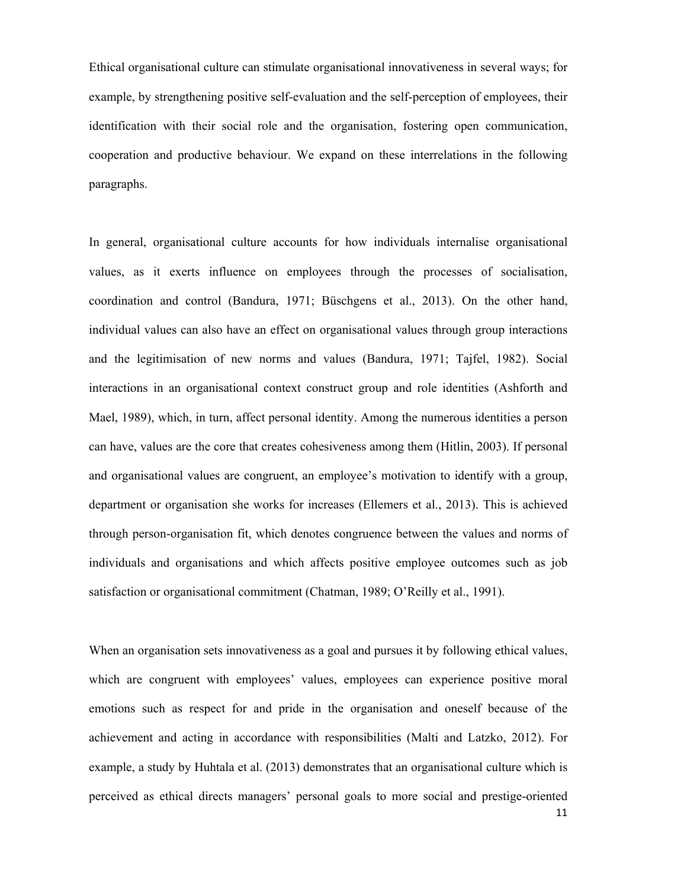Ethical organisational culture can stimulate organisational innovativeness in several ways; for example, by strengthening positive self-evaluation and the self-perception of employees, their identification with their social role and the organisation, fostering open communication, cooperation and productive behaviour. We expand on these interrelations in the following paragraphs.

In general, organisational culture accounts for how individuals internalise organisational values, as it exerts influence on employees through the processes of socialisation, coordination and control (Bandura, 1971; Büschgens et al., 2013). On the other hand, individual values can also have an effect on organisational values through group interactions and the legitimisation of new norms and values (Bandura, 1971; Tajfel, 1982). Social interactions in an organisational context construct group and role identities (Ashforth and Mael, 1989), which, in turn, affect personal identity. Among the numerous identities a person can have, values are the core that creates cohesiveness among them (Hitlin, 2003). If personal and organisational values are congruent, an employee's motivation to identify with a group, department or organisation she works for increases (Ellemers et al., 2013). This is achieved through person-organisation fit, which denotes congruence between the values and norms of individuals and organisations and which affects positive employee outcomes such as job satisfaction or organisational commitment (Chatman, 1989; O'Reilly et al., 1991).

When an organisation sets innovativeness as a goal and pursues it by following ethical values, which are congruent with employees' values, employees can experience positive moral emotions such as respect for and pride in the organisation and oneself because of the achievement and acting in accordance with responsibilities (Malti and Latzko, 2012). For example, a study by Huhtala et al. (2013) demonstrates that an organisational culture which is perceived as ethical directs managers' personal goals to more social and prestige-oriented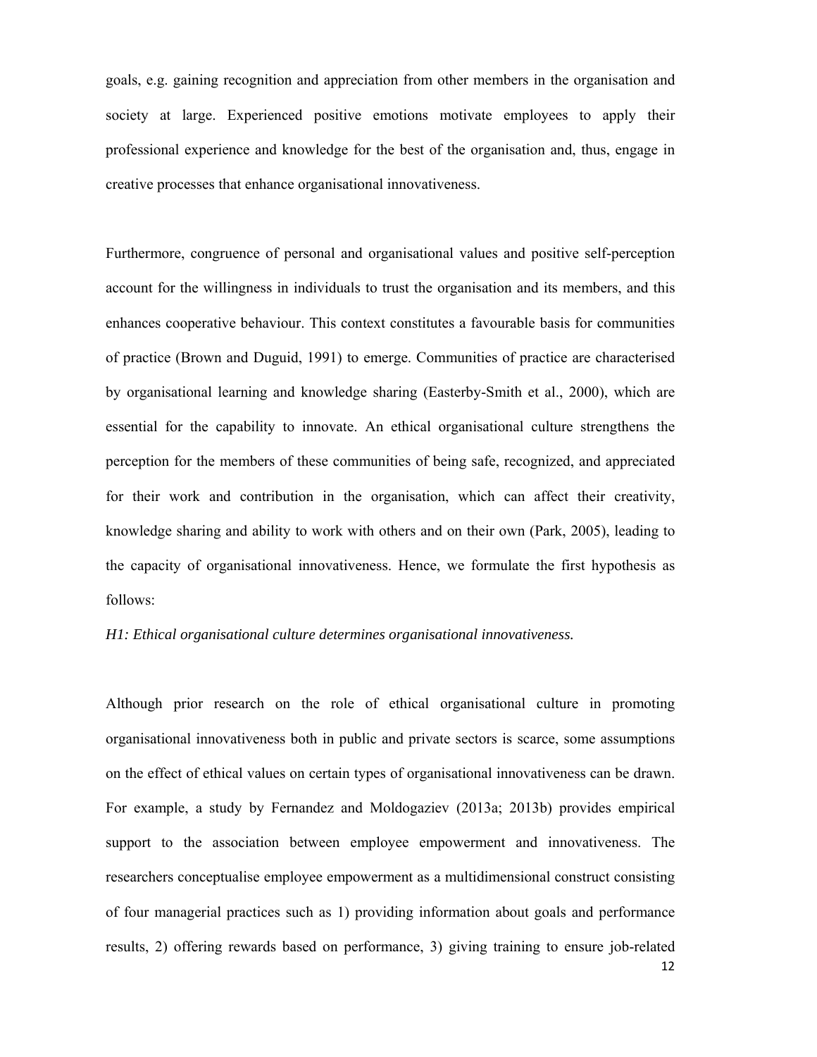goals, e.g. gaining recognition and appreciation from other members in the organisation and society at large. Experienced positive emotions motivate employees to apply their professional experience and knowledge for the best of the organisation and, thus, engage in creative processes that enhance organisational innovativeness.

Furthermore, congruence of personal and organisational values and positive self-perception account for the willingness in individuals to trust the organisation and its members, and this enhances cooperative behaviour. This context constitutes a favourable basis for communities of practice (Brown and Duguid, 1991) to emerge. Communities of practice are characterised by organisational learning and knowledge sharing (Easterby-Smith et al., 2000), which are essential for the capability to innovate. An ethical organisational culture strengthens the perception for the members of these communities of being safe, recognized, and appreciated for their work and contribution in the organisation, which can affect their creativity, knowledge sharing and ability to work with others and on their own (Park, 2005), leading to the capacity of organisational innovativeness. Hence, we formulate the first hypothesis as follows:

*H1: Ethical organisational culture determines organisational innovativeness.*

Although prior research on the role of ethical organisational culture in promoting organisational innovativeness both in public and private sectors is scarce, some assumptions on the effect of ethical values on certain types of organisational innovativeness can be drawn. For example, a study by Fernandez and Moldogaziev (2013a; 2013b) provides empirical support to the association between employee empowerment and innovativeness. The researchers conceptualise employee empowerment as a multidimensional construct consisting of four managerial practices such as 1) providing information about goals and performance results, 2) offering rewards based on performance, 3) giving training to ensure job-related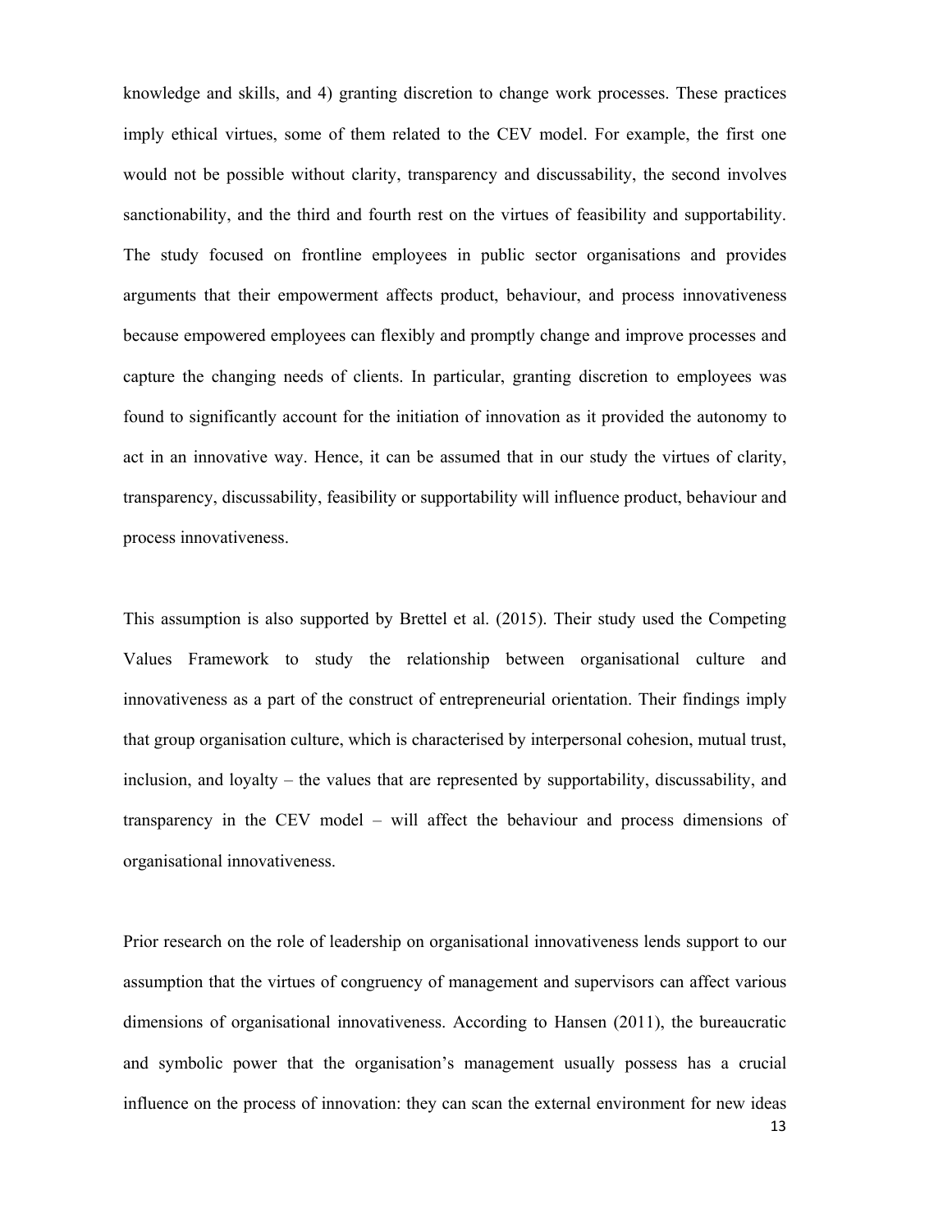knowledge and skills, and 4) granting discretion to change work processes. These practices imply ethical virtues, some of them related to the CEV model. For example, the first one would not be possible without clarity, transparency and discussability, the second involves sanctionability, and the third and fourth rest on the virtues of feasibility and supportability. The study focused on frontline employees in public sector organisations and provides arguments that their empowerment affects product, behaviour, and process innovativeness because empowered employees can flexibly and promptly change and improve processes and capture the changing needs of clients. In particular, granting discretion to employees was found to significantly account for the initiation of innovation as it provided the autonomy to act in an innovative way. Hence, it can be assumed that in our study the virtues of clarity, transparency, discussability, feasibility or supportability will influence product, behaviour and process innovativeness.

This assumption is also supported by Brettel et al. (2015). Their study used the Competing Values Framework to study the relationship between organisational culture and innovativeness as a part of the construct of entrepreneurial orientation. Their findings imply that group organisation culture, which is characterised by interpersonal cohesion, mutual trust, inclusion, and loyalty – the values that are represented by supportability, discussability, and transparency in the CEV model – will affect the behaviour and process dimensions of organisational innovativeness.

Prior research on the role of leadership on organisational innovativeness lends support to our assumption that the virtues of congruency of management and supervisors can affect various dimensions of organisational innovativeness. According to Hansen (2011), the bureaucratic and symbolic power that the organisation's management usually possess has a crucial influence on the process of innovation: they can scan the external environment for new ideas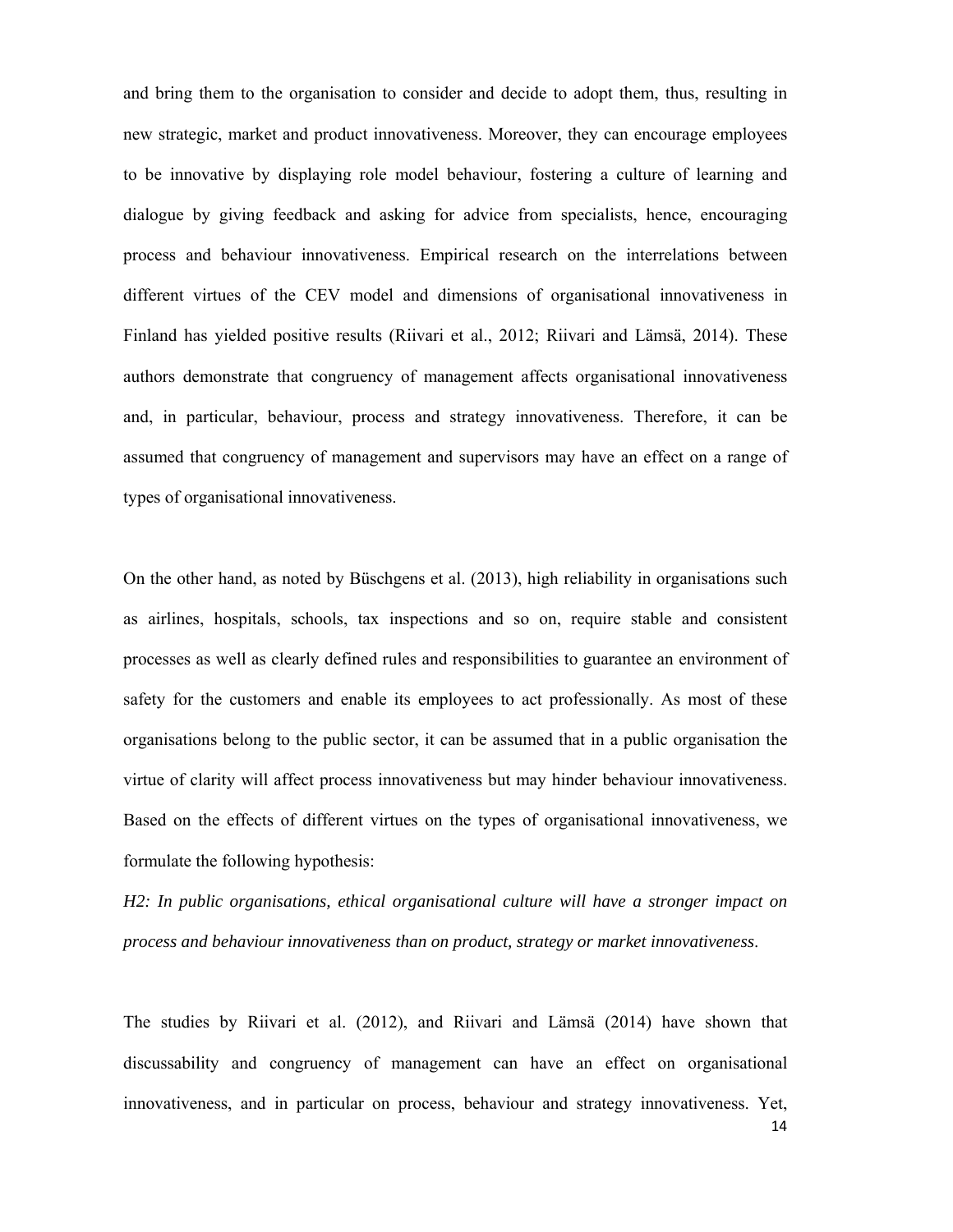and bring them to the organisation to consider and decide to adopt them, thus, resulting in new strategic, market and product innovativeness. Moreover, they can encourage employees to be innovative by displaying role model behaviour, fostering a culture of learning and dialogue by giving feedback and asking for advice from specialists, hence, encouraging process and behaviour innovativeness. Empirical research on the interrelations between different virtues of the CEV model and dimensions of organisational innovativeness in Finland has yielded positive results (Riivari et al., 2012; Riivari and Lämsä, 2014). These authors demonstrate that congruency of management affects organisational innovativeness and, in particular, behaviour, process and strategy innovativeness. Therefore, it can be assumed that congruency of management and supervisors may have an effect on a range of types of organisational innovativeness.

On the other hand, as noted by Büschgens et al. (2013), high reliability in organisations such as airlines, hospitals, schools, tax inspections and so on, require stable and consistent processes as well as clearly defined rules and responsibilities to guarantee an environment of safety for the customers and enable its employees to act professionally. As most of these organisations belong to the public sector, it can be assumed that in a public organisation the virtue of clarity will affect process innovativeness but may hinder behaviour innovativeness. Based on the effects of different virtues on the types of organisational innovativeness, we formulate the following hypothesis:

*H2: In public organisations, ethical organisational culture will have a stronger impact on process and behaviour innovativeness than on product, strategy or market innovativeness*.

The studies by Riivari et al. (2012), and Riivari and Lämsä (2014) have shown that discussability and congruency of management can have an effect on organisational innovativeness, and in particular on process, behaviour and strategy innovativeness. Yet,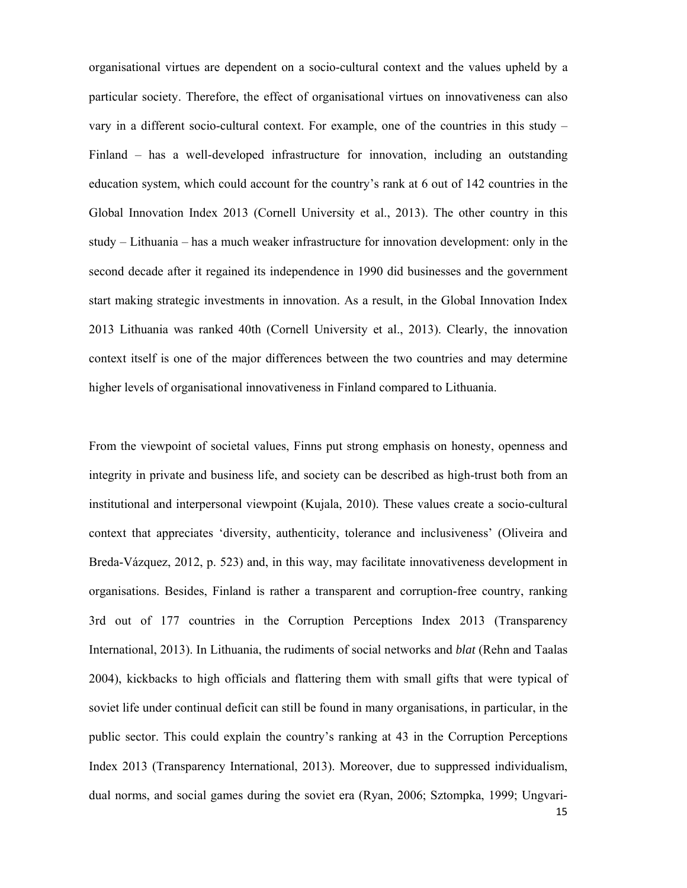organisational virtues are dependent on a socio-cultural context and the values upheld by a particular society. Therefore, the effect of organisational virtues on innovativeness can also vary in a different socio-cultural context. For example, one of the countries in this study – Finland – has a well-developed infrastructure for innovation, including an outstanding education system, which could account for the country's rank at 6 out of 142 countries in the Global Innovation Index 2013 (Cornell University et al., 2013). The other country in this study – Lithuania – has a much weaker infrastructure for innovation development: only in the second decade after it regained its independence in 1990 did businesses and the government start making strategic investments in innovation. As a result, in the Global Innovation Index 2013 Lithuania was ranked 40th (Cornell University et al., 2013). Clearly, the innovation context itself is one of the major differences between the two countries and may determine higher levels of organisational innovativeness in Finland compared to Lithuania.

From the viewpoint of societal values, Finns put strong emphasis on honesty, openness and integrity in private and business life, and society can be described as high-trust both from an institutional and interpersonal viewpoint (Kujala, 2010). These values create a socio-cultural context that appreciates 'diversity, authenticity, tolerance and inclusiveness' (Oliveira and Breda-Vázquez, 2012, p. 523) and, in this way, may facilitate innovativeness development in organisations. Besides, Finland is rather a transparent and corruption-free country, ranking 3rd out of 177 countries in the Corruption Perceptions Index 2013 (Transparency International, 2013). In Lithuania, the rudiments of social networks and *blat* (Rehn and Taalas 2004), kickbacks to high officials and flattering them with small gifts that were typical of soviet life under continual deficit can still be found in many organisations, in particular, in the public sector. This could explain the country's ranking at 43 in the Corruption Perceptions Index 2013 (Transparency International, 2013). Moreover, due to suppressed individualism, dual norms, and social games during the soviet era (Ryan, 2006; Sztompka, 1999; Ungvari-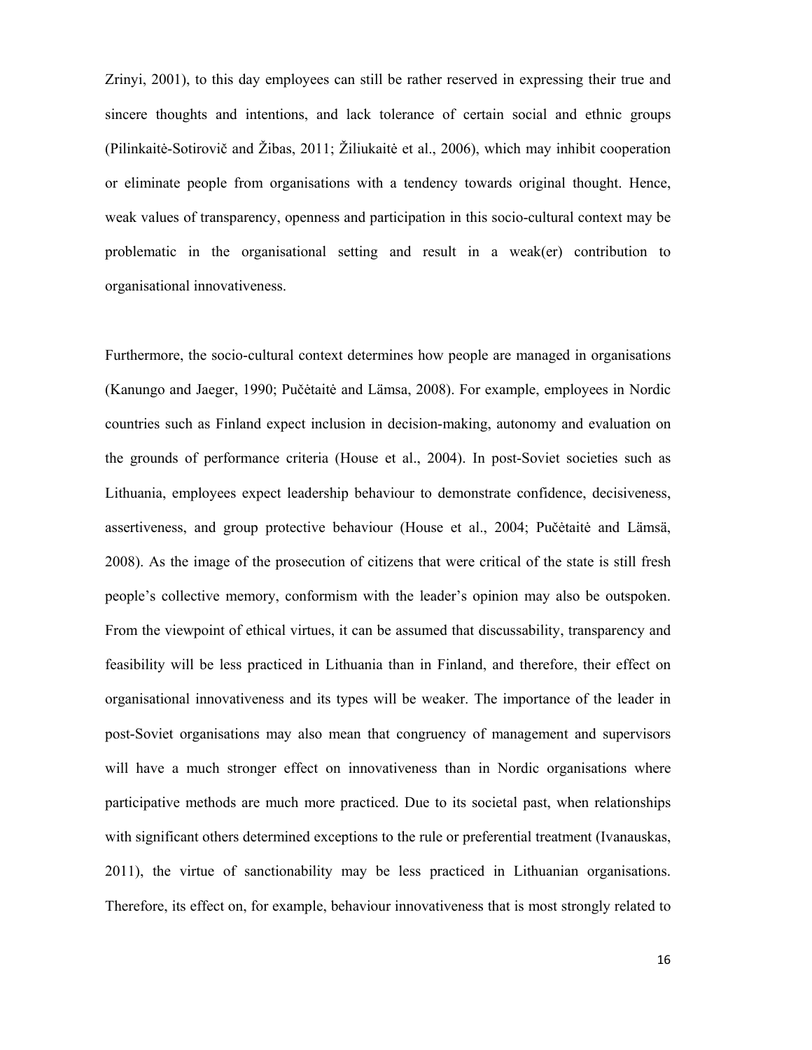Zrinyi, 2001), to this day employees can still be rather reserved in expressing their true and sincere thoughts and intentions, and lack tolerance of certain social and ethnic groups (Pilinkaitė-Sotirovič and Žibas, 2011; Žiliukaitė et al., 2006), which may inhibit cooperation or eliminate people from organisations with a tendency towards original thought. Hence, weak values of transparency, openness and participation in this socio-cultural context may be problematic in the organisational setting and result in a weak(er) contribution to organisational innovativeness.

Furthermore, the socio-cultural context determines how people are managed in organisations (Kanungo and Jaeger, 1990; Pučėtaitė and Lämsa, 2008). For example, employees in Nordic countries such as Finland expect inclusion in decision-making, autonomy and evaluation on the grounds of performance criteria (House et al., 2004). In post-Soviet societies such as Lithuania, employees expect leadership behaviour to demonstrate confidence, decisiveness, assertiveness, and group protective behaviour (House et al., 2004; Pučėtaitė and Lämsä, 2008). As the image of the prosecution of citizens that were critical of the state is still fresh people's collective memory, conformism with the leader's opinion may also be outspoken. From the viewpoint of ethical virtues, it can be assumed that discussability, transparency and feasibility will be less practiced in Lithuania than in Finland, and therefore, their effect on organisational innovativeness and its types will be weaker. The importance of the leader in post-Soviet organisations may also mean that congruency of management and supervisors will have a much stronger effect on innovativeness than in Nordic organisations where participative methods are much more practiced. Due to its societal past, when relationships with significant others determined exceptions to the rule or preferential treatment (Ivanauskas, 2011), the virtue of sanctionability may be less practiced in Lithuanian organisations. Therefore, its effect on, for example, behaviour innovativeness that is most strongly related to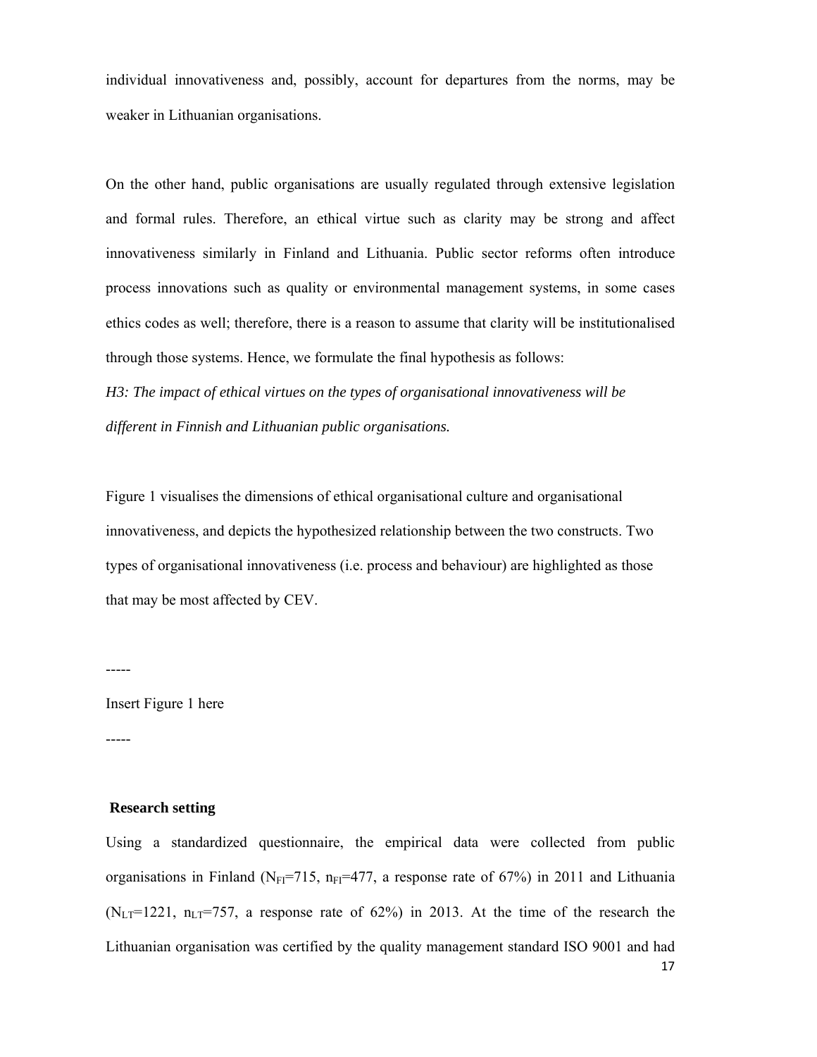individual innovativeness and, possibly, account for departures from the norms, may be weaker in Lithuanian organisations.

On the other hand, public organisations are usually regulated through extensive legislation and formal rules. Therefore, an ethical virtue such as clarity may be strong and affect innovativeness similarly in Finland and Lithuania. Public sector reforms often introduce process innovations such as quality or environmental management systems, in some cases ethics codes as well; therefore, there is a reason to assume that clarity will be institutionalised through those systems. Hence, we formulate the final hypothesis as follows:

*H3: The impact of ethical virtues on the types of organisational innovativeness will be different in Finnish and Lithuanian public organisations.*

Figure 1 visualises the dimensions of ethical organisational culture and organisational innovativeness, and depicts the hypothesized relationship between the two constructs. Two types of organisational innovativeness (i.e. process and behaviour) are highlighted as those that may be most affected by CEV.

-----

Insert Figure 1 here

-----

## Research setting

Using a standardized questionnaire, the empirical data were collected from public organisations in Finland ($N_{FI}$=715, $n_{FI}$=477, a response rate of 67%) in 2011 and Lithuania ($N_{LT}$=1221, $n_{LT}$=757, a response rate of 62%) in 2013. At the time of the research the Lithuanian organisation was certified by the quality management standard ISO 9001 and had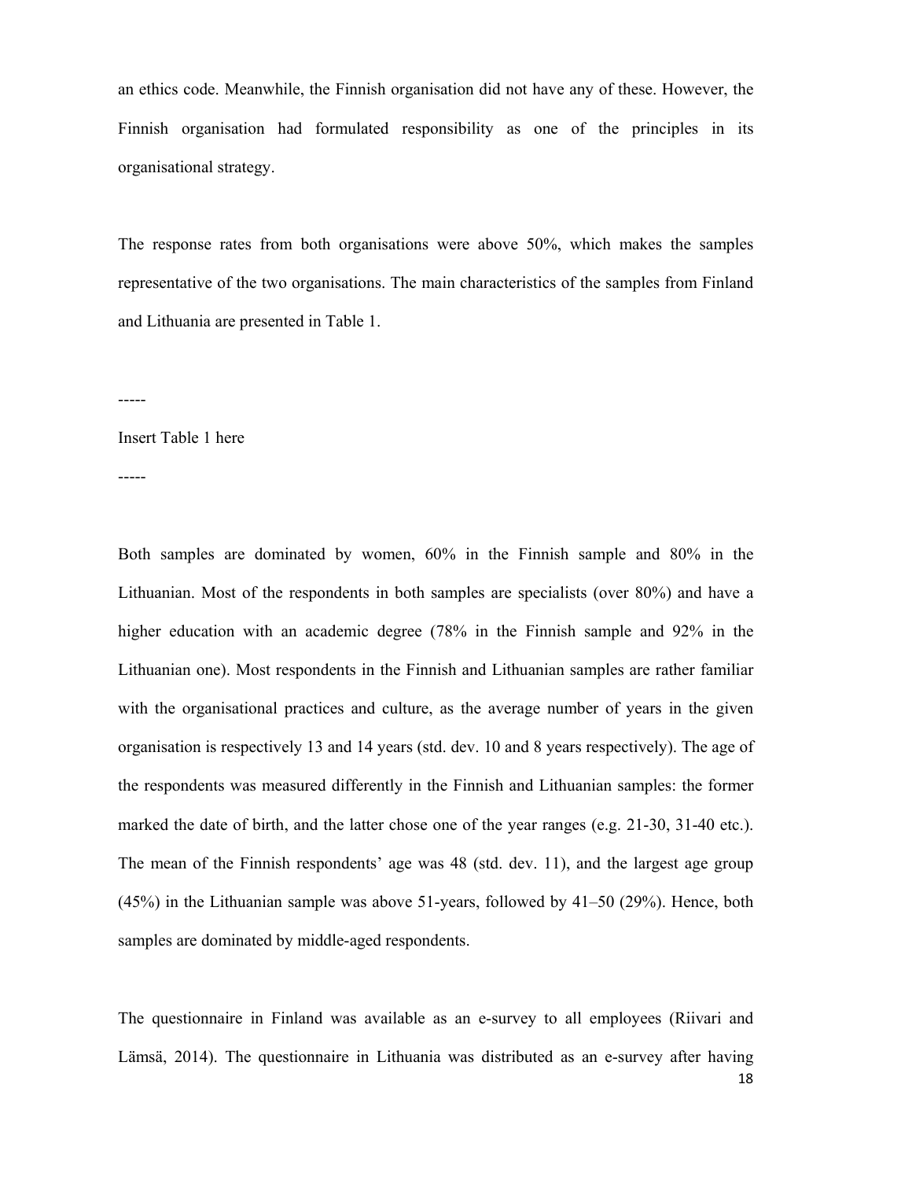an ethics code. Meanwhile, the Finnish organisation did not have any of these. However, the Finnish organisation had formulated responsibility as one of the principles in its organisational strategy.

The response rates from both organisations were above 50%, which makes the samples representative of the two organisations. The main characteristics of the samples from Finland and Lithuania are presented in Table 1.

-----

Insert Table 1 here

-----

Both samples are dominated by women, 60% in the Finnish sample and 80% in the Lithuanian. Most of the respondents in both samples are specialists (over 80%) and have a higher education with an academic degree (78% in the Finnish sample and 92% in the Lithuanian one). Most respondents in the Finnish and Lithuanian samples are rather familiar with the organisational practices and culture, as the average number of years in the given organisation is respectively 13 and 14 years (std. dev. 10 and 8 years respectively). The age of the respondents was measured differently in the Finnish and Lithuanian samples: the former marked the date of birth, and the latter chose one of the year ranges (e.g. 21-30, 31-40 etc.). The mean of the Finnish respondents' age was 48 (std. dev. 11), and the largest age group (45%) in the Lithuanian sample was above 51-years, followed by 41–50 (29%). Hence, both samples are dominated by middle-aged respondents.

The questionnaire in Finland was available as an e-survey to all employees (Riivari and Lämsä, 2014). The questionnaire in Lithuania was distributed as an e-survey after having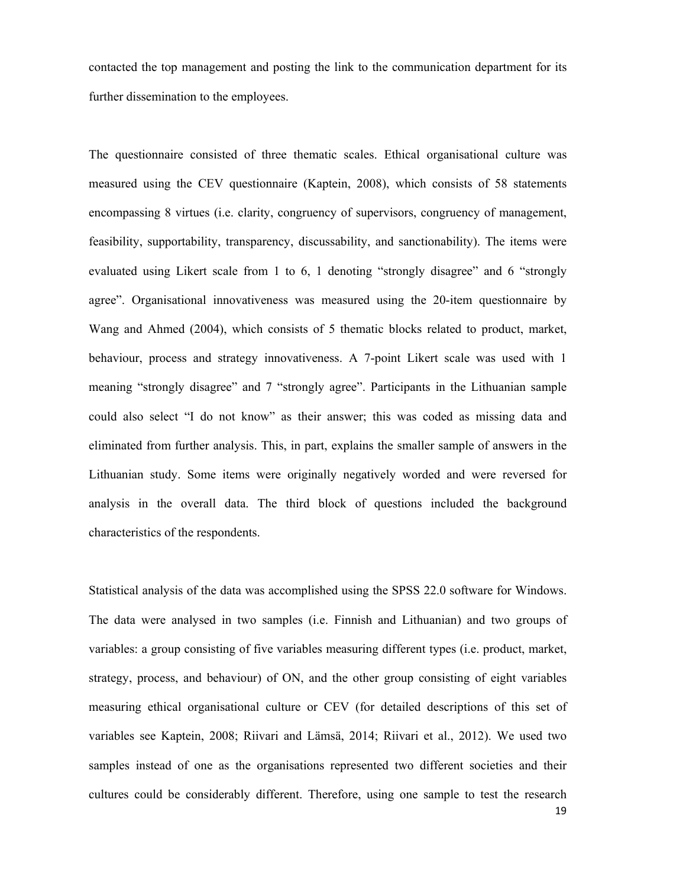contacted the top management and posting the link to the communication department for its further dissemination to the employees.

The questionnaire consisted of three thematic scales. Ethical organisational culture was measured using the CEV questionnaire (Kaptein, 2008), which consists of 58 statements encompassing 8 virtues (i.e. clarity, congruency of supervisors, congruency of management, feasibility, supportability, transparency, discussability, and sanctionability). The items were evaluated using Likert scale from 1 to 6, 1 denoting "strongly disagree" and 6 "strongly agree". Organisational innovativeness was measured using the 20-item questionnaire by Wang and Ahmed (2004), which consists of 5 thematic blocks related to product, market, behaviour, process and strategy innovativeness. A 7-point Likert scale was used with 1 meaning "strongly disagree" and 7 "strongly agree". Participants in the Lithuanian sample could also select "I do not know" as their answer; this was coded as missing data and eliminated from further analysis. This, in part, explains the smaller sample of answers in the Lithuanian study. Some items were originally negatively worded and were reversed for analysis in the overall data. The third block of questions included the background characteristics of the respondents.

Statistical analysis of the data was accomplished using the SPSS 22.0 software for Windows. The data were analysed in two samples (i.e. Finnish and Lithuanian) and two groups of variables: a group consisting of five variables measuring different types (i.e. product, market, strategy, process, and behaviour) of ON, and the other group consisting of eight variables measuring ethical organisational culture or CEV (for detailed descriptions of this set of variables see Kaptein, 2008; Riivari and Lämsä, 2014; Riivari et al., 2012). We used two samples instead of one as the organisations represented two different societies and their cultures could be considerably different. Therefore, using one sample to test the research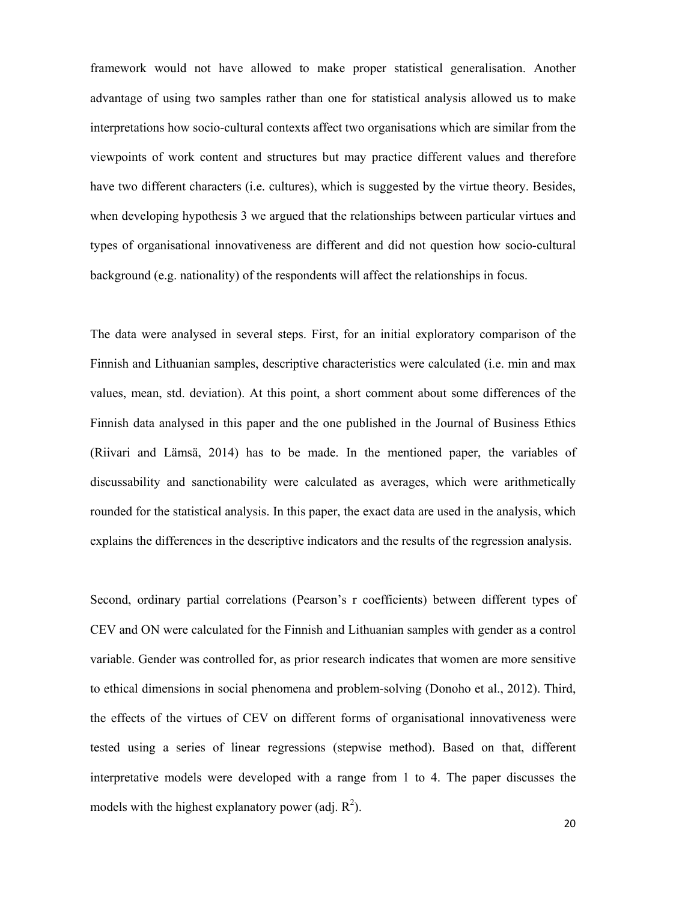framework would not have allowed to make proper statistical generalisation. Another advantage of using two samples rather than one for statistical analysis allowed us to make interpretations how socio-cultural contexts affect two organisations which are similar from the viewpoints of work content and structures but may practice different values and therefore have two different characters (i.e. cultures), which is suggested by the virtue theory. Besides, when developing hypothesis 3 we argued that the relationships between particular virtues and types of organisational innovativeness are different and did not question how socio-cultural background (e.g. nationality) of the respondents will affect the relationships in focus.

The data were analysed in several steps. First, for an initial exploratory comparison of the Finnish and Lithuanian samples, descriptive characteristics were calculated (i.e. min and max values, mean, std. deviation). At this point, a short comment about some differences of the Finnish data analysed in this paper and the one published in the Journal of Business Ethics (Riivari and Lämsä, 2014) has to be made. In the mentioned paper, the variables of discussability and sanctionability were calculated as averages, which were arithmetically rounded for the statistical analysis. In this paper, the exact data are used in the analysis, which explains the differences in the descriptive indicators and the results of the regression analysis.

Second, ordinary partial correlations (Pearson's r coefficients) between different types of CEV and ON were calculated for the Finnish and Lithuanian samples with gender as a control variable. Gender was controlled for, as prior research indicates that women are more sensitive to ethical dimensions in social phenomena and problem-solving (Donoho et al., 2012). Third, the effects of the virtues of CEV on different forms of organisational innovativeness were tested using a series of linear regressions (stepwise method). Based on that, different interpretative models were developed with a range from 1 to 4. The paper discusses the models with the highest explanatory power (adj. $R^2$).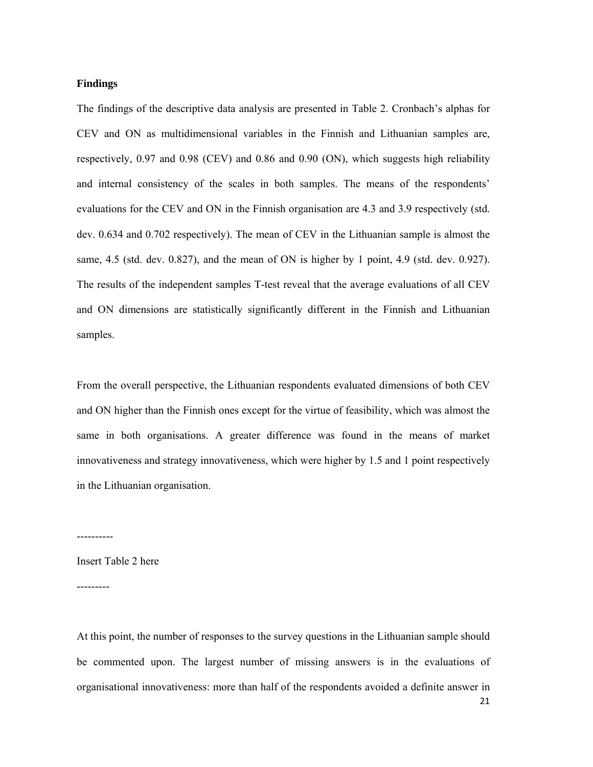## Findings

The findings of the descriptive data analysis are presented in Table 2. Cronbach's alphas for CEV and ON as multidimensional variables in the Finnish and Lithuanian samples are, respectively, 0.97 and 0.98 (CEV) and 0.86 and 0.90 (ON), which suggests high reliability and internal consistency of the scales in both samples. The means of the respondents' evaluations for the CEV and ON in the Finnish organisation are 4.3 and 3.9 respectively (std. dev. 0.634 and 0.702 respectively). The mean of CEV in the Lithuanian sample is almost the same, 4.5 (std. dev. 0.827), and the mean of ON is higher by 1 point, 4.9 (std. dev. 0.927). The results of the independent samples T-test reveal that the average evaluations of all CEV and ON dimensions are statistically significantly different in the Finnish and Lithuanian samples.

From the overall perspective, the Lithuanian respondents evaluated dimensions of both CEV and ON higher than the Finnish ones except for the virtue of feasibility, which was almost the same in both organisations. A greater difference was found in the means of market innovativeness and strategy innovativeness, which were higher by 1.5 and 1 point respectively in the Lithuanian organisation.

----------

Insert Table 2 here

---------

At this point, the number of responses to the survey questions in the Lithuanian sample should be commented upon. The largest number of missing answers is in the evaluations of organisational innovativeness: more than half of the respondents avoided a definite answer in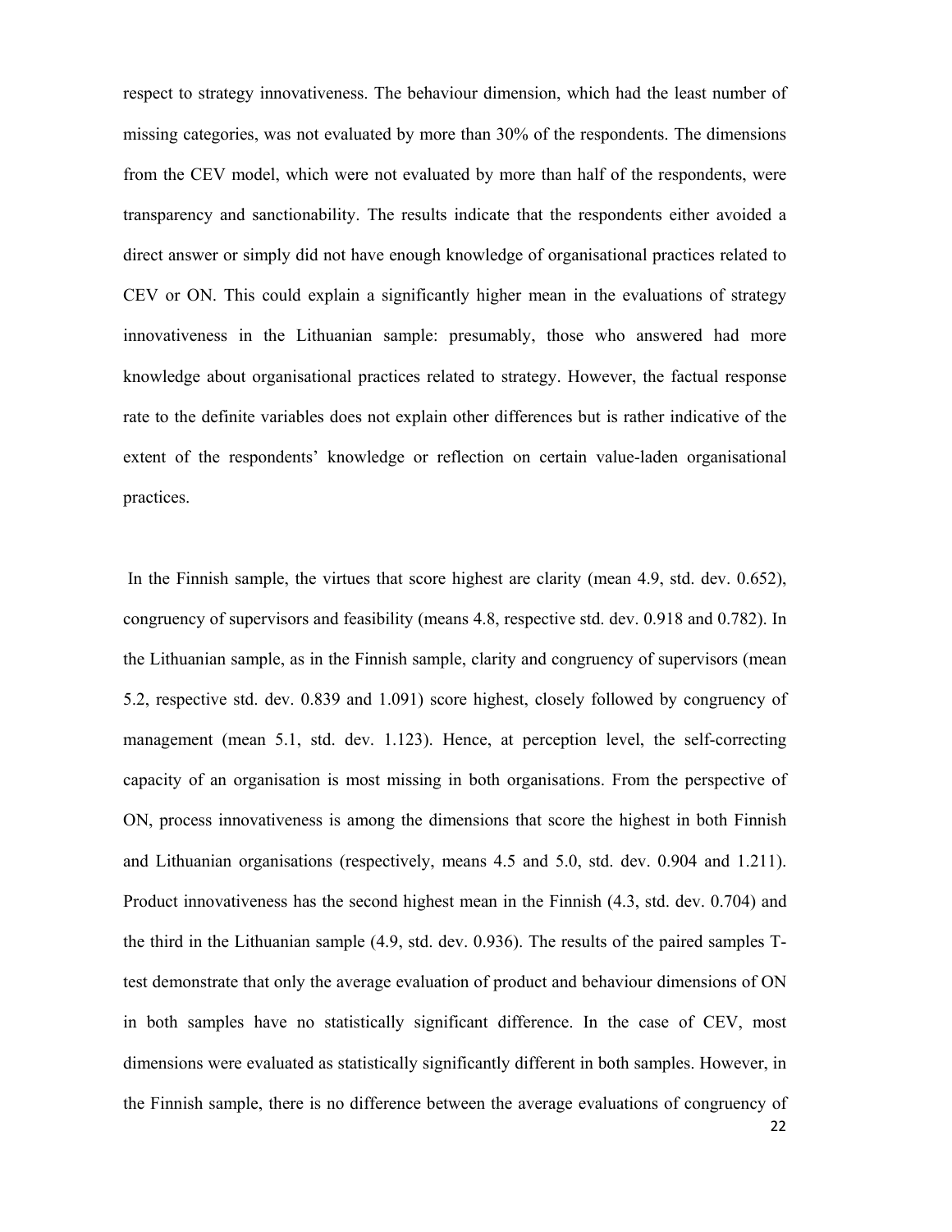respect to strategy innovativeness. The behaviour dimension, which had the least number of missing categories, was not evaluated by more than 30% of the respondents. The dimensions from the CEV model, which were not evaluated by more than half of the respondents, were transparency and sanctionability. The results indicate that the respondents either avoided a direct answer or simply did not have enough knowledge of organisational practices related to CEV or ON. This could explain a significantly higher mean in the evaluations of strategy innovativeness in the Lithuanian sample: presumably, those who answered had more knowledge about organisational practices related to strategy. However, the factual response rate to the definite variables does not explain other differences but is rather indicative of the extent of the respondents' knowledge or reflection on certain value-laden organisational practices.

In the Finnish sample, the virtues that score highest are clarity (mean 4.9, std. dev. 0.652), congruency of supervisors and feasibility (means 4.8, respective std. dev. 0.918 and 0.782). In the Lithuanian sample, as in the Finnish sample, clarity and congruency of supervisors (mean 5.2, respective std. dev. 0.839 and 1.091) score highest, closely followed by congruency of management (mean 5.1, std. dev. 1.123). Hence, at perception level, the self-correcting capacity of an organisation is most missing in both organisations. From the perspective of ON, process innovativeness is among the dimensions that score the highest in both Finnish and Lithuanian organisations (respectively, means 4.5 and 5.0, std. dev. 0.904 and 1.211). Product innovativeness has the second highest mean in the Finnish (4.3, std. dev. 0.704) and the third in the Lithuanian sample (4.9, std. dev. 0.936). The results of the paired samples T-test demonstrate that only the average evaluation of product and behaviour dimensions of ON in both samples have no statistically significant difference. In the case of CEV, most dimensions were evaluated as statistically significantly different in both samples. However, in the Finnish sample, there is no difference between the average evaluations of congruency of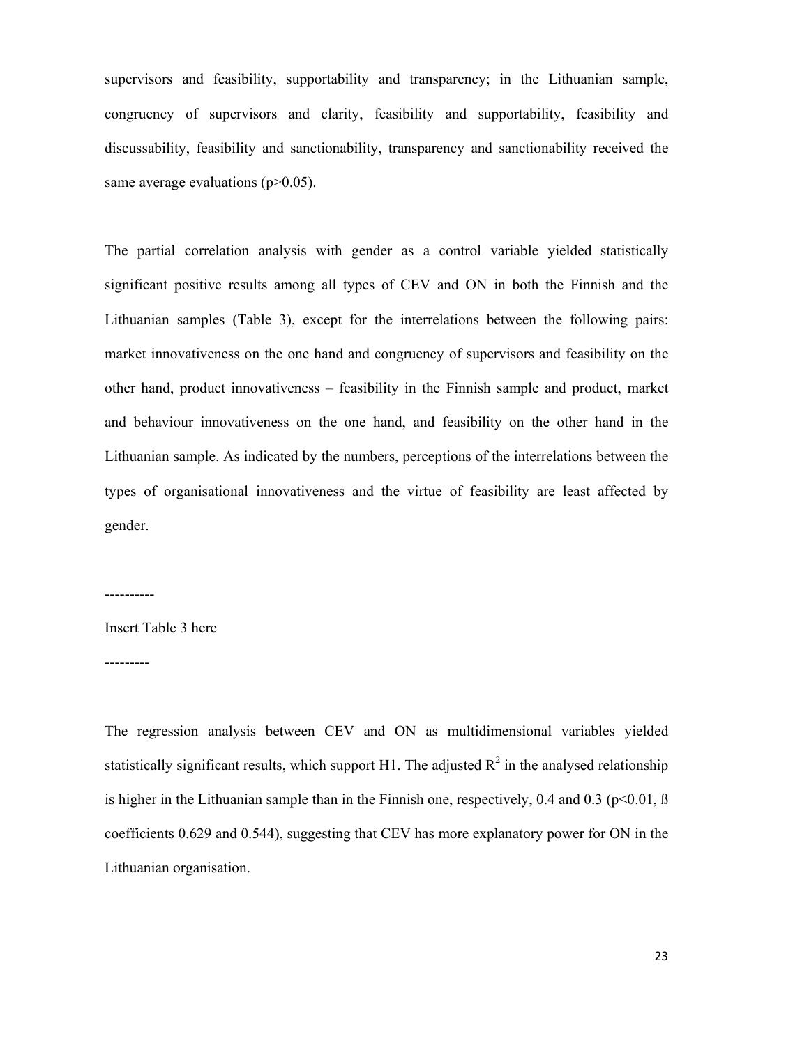supervisors and feasibility, supportability and transparency; in the Lithuanian sample, congruency of supervisors and clarity, feasibility and supportability, feasibility and discussability, feasibility and sanctionability, transparency and sanctionability received the same average evaluations ($p>0.05$).

The partial correlation analysis with gender as a control variable yielded statistically significant positive results among all types of CEV and ON in both the Finnish and the Lithuanian samples (Table 3), except for the interrelations between the following pairs: market innovativeness on the one hand and congruency of supervisors and feasibility on the other hand, product innovativeness – feasibility in the Finnish sample and product, market and behaviour innovativeness on the one hand, and feasibility on the other hand in the Lithuanian sample. As indicated by the numbers, perceptions of the interrelations between the types of organisational innovativeness and the virtue of feasibility are least affected by gender.

----------

Insert Table 3 here

---------

The regression analysis between CEV and ON as multidimensional variables yielded statistically significant results, which support H1. The adjusted $R^2$ in the analysed relationship is higher in the Lithuanian sample than in the Finnish one, respectively, 0.4 and 0.3 ($p<0.01$, ß coefficients 0.629 and 0.544), suggesting that CEV has more explanatory power for ON in the Lithuanian organisation.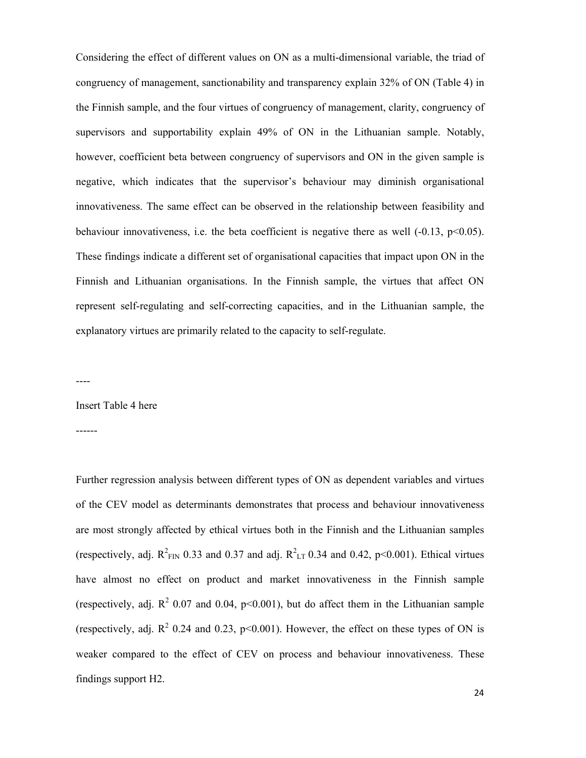Considering the effect of different values on ON as a multi-dimensional variable, the triad of congruency of management, sanctionability and transparency explain 32% of ON (Table 4) in the Finnish sample, and the four virtues of congruency of management, clarity, congruency of supervisors and supportability explain 49% of ON in the Lithuanian sample. Notably, however, coefficient beta between congruency of supervisors and ON in the given sample is negative, which indicates that the supervisor's behaviour may diminish organisational innovativeness. The same effect can be observed in the relationship between feasibility and behaviour innovativeness, i.e. the beta coefficient is negative there as well (-0.13, $p<0.05$). These findings indicate a different set of organisational capacities that impact upon ON in the Finnish and Lithuanian organisations. In the Finnish sample, the virtues that affect ON represent self-regulating and self-correcting capacities, and in the Lithuanian sample, the explanatory virtues are primarily related to the capacity to self-regulate.

----

Insert Table 4 here

------

Further regression analysis between different types of ON as dependent variables and virtues of the CEV model as determinants demonstrates that process and behaviour innovativeness are most strongly affected by ethical virtues both in the Finnish and the Lithuanian samples (respectively, adj. $R^2_{FIN}$ 0.33 and 0.37 and adj. $R^2_{LT}$ 0.34 and 0.42, $p<0.001$). Ethical virtues have almost no effect on product and market innovativeness in the Finnish sample (respectively, adj. $R^2$ 0.07 and 0.04, $p<0.001$), but do affect them in the Lithuanian sample (respectively, adj. $R^2$ 0.24 and 0.23, $p<0.001$). However, the effect on these types of ON is weaker compared to the effect of CEV on process and behaviour innovativeness. These findings support H2.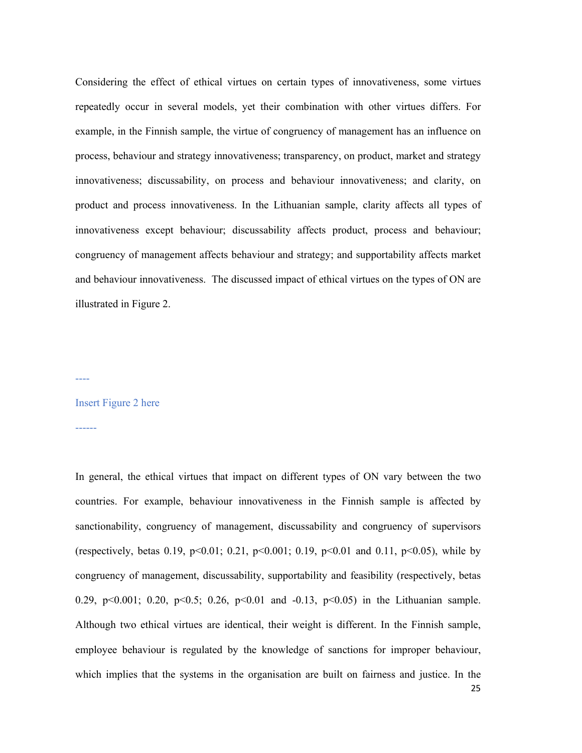Considering the effect of ethical virtues on certain types of innovativeness, some virtues repeatedly occur in several models, yet their combination with other virtues differs. For example, in the Finnish sample, the virtue of congruency of management has an influence on process, behaviour and strategy innovativeness; transparency, on product, market and strategy innovativeness; discussability, on process and behaviour innovativeness; and clarity, on product and process innovativeness. In the Lithuanian sample, clarity affects all types of innovativeness except behaviour; discussability affects product, process and behaviour; congruency of management affects behaviour and strategy; and supportability affects market and behaviour innovativeness. The discussed impact of ethical virtues on the types of ON are illustrated in Figure 2.

----

Insert Figure 2 here

------

In general, the ethical virtues that impact on different types of ON vary between the two countries. For example, behaviour innovativeness in the Finnish sample is affected by sanctionability, congruency of management, discussability and congruency of supervisors (respectively, betas 0.19, $p<0.01$; 0.21, $p<0.001$; 0.19, $p<0.01$ and 0.11, $p<0.05$), while by congruency of management, discussability, supportability and feasibility (respectively, betas 0.29, $p<0.001$; 0.20, $p<0.5$; 0.26, $p<0.01$ and -0.13, $p<0.05$) in the Lithuanian sample. Although two ethical virtues are identical, their weight is different. In the Finnish sample, employee behaviour is regulated by the knowledge of sanctions for improper behaviour, which implies that the systems in the organisation are built on fairness and justice. In the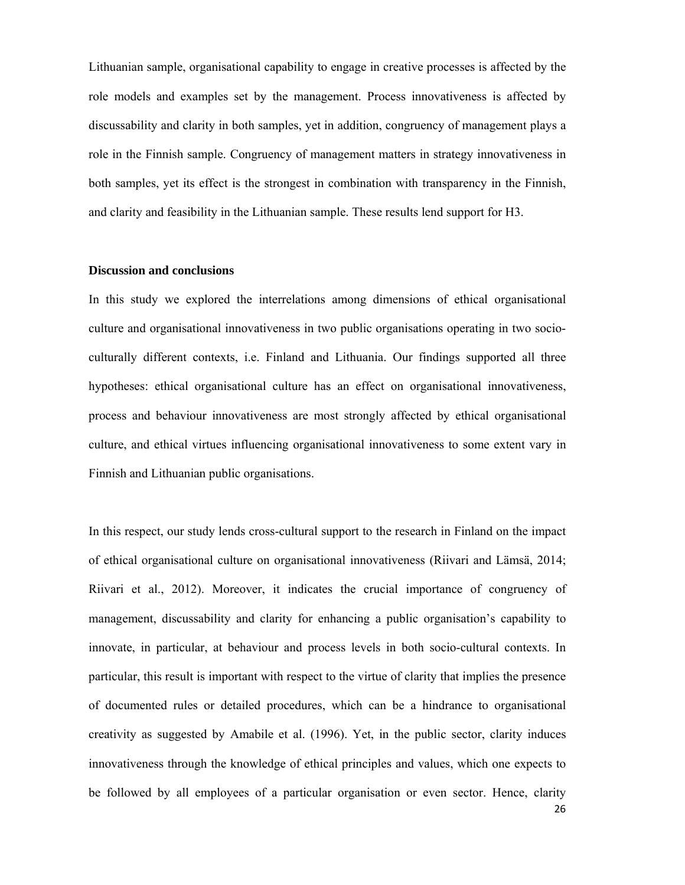Lithuanian sample, organisational capability to engage in creative processes is affected by the role models and examples set by the management. Process innovativeness is affected by discussability and clarity in both samples, yet in addition, congruency of management plays a role in the Finnish sample. Congruency of management matters in strategy innovativeness in both samples, yet its effect is the strongest in combination with transparency in the Finnish, and clarity and feasibility in the Lithuanian sample. These results lend support for H3.

## Discussion and conclusions

In this study we explored the interrelations among dimensions of ethical organisational culture and organisational innovativeness in two public organisations operating in two socio-culturally different contexts, i.e. Finland and Lithuania. Our findings supported all three hypotheses: ethical organisational culture has an effect on organisational innovativeness, process and behaviour innovativeness are most strongly affected by ethical organisational culture, and ethical virtues influencing organisational innovativeness to some extent vary in Finnish and Lithuanian public organisations.

In this respect, our study lends cross-cultural support to the research in Finland on the impact of ethical organisational culture on organisational innovativeness (Riivari and Lämsä, 2014; Riivari et al., 2012). Moreover, it indicates the crucial importance of congruency of management, discussability and clarity for enhancing a public organisation's capability to innovate, in particular, at behaviour and process levels in both socio-cultural contexts. In particular, this result is important with respect to the virtue of clarity that implies the presence of documented rules or detailed procedures, which can be a hindrance to organisational creativity as suggested by Amabile et al. (1996). Yet, in the public sector, clarity induces innovativeness through the knowledge of ethical principles and values, which one expects to be followed by all employees of a particular organisation or even sector. Hence, clarity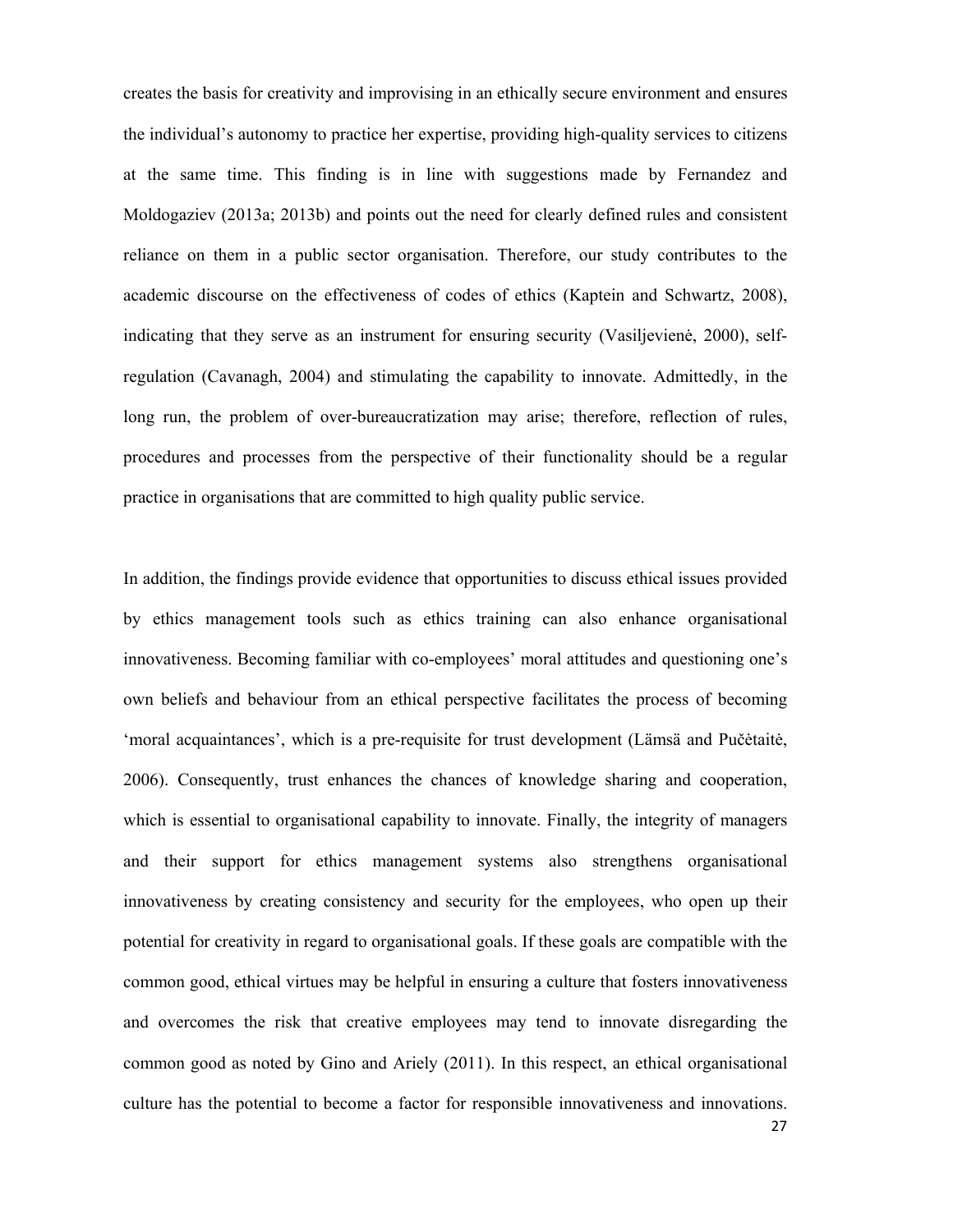creates the basis for creativity and improvising in an ethically secure environment and ensures the individual's autonomy to practice her expertise, providing high-quality services to citizens at the same time. This finding is in line with suggestions made by Fernandez and Moldogaziev (2013a; 2013b) and points out the need for clearly defined rules and consistent reliance on them in a public sector organisation. Therefore, our study contributes to the academic discourse on the effectiveness of codes of ethics (Kaptein and Schwartz, 2008), indicating that they serve as an instrument for ensuring security (Vasiljevienė, 2000), self-regulation (Cavanagh, 2004) and stimulating the capability to innovate. Admittedly, in the long run, the problem of over-bureaucratization may arise; therefore, reflection of rules, procedures and processes from the perspective of their functionality should be a regular practice in organisations that are committed to high quality public service.

In addition, the findings provide evidence that opportunities to discuss ethical issues provided by ethics management tools such as ethics training can also enhance organisational innovativeness. Becoming familiar with co-employees' moral attitudes and questioning one's own beliefs and behaviour from an ethical perspective facilitates the process of becoming 'moral acquaintances', which is a pre-requisite for trust development (Lämsä and Pučėtaitė, 2006). Consequently, trust enhances the chances of knowledge sharing and cooperation, which is essential to organisational capability to innovate. Finally, the integrity of managers and their support for ethics management systems also strengthens organisational innovativeness by creating consistency and security for the employees, who open up their potential for creativity in regard to organisational goals. If these goals are compatible with the common good, ethical virtues may be helpful in ensuring a culture that fosters innovativeness and overcomes the risk that creative employees may tend to innovate disregarding the common good as noted by Gino and Ariely (2011). In this respect, an ethical organisational culture has the potential to become a factor for responsible innovativeness and innovations.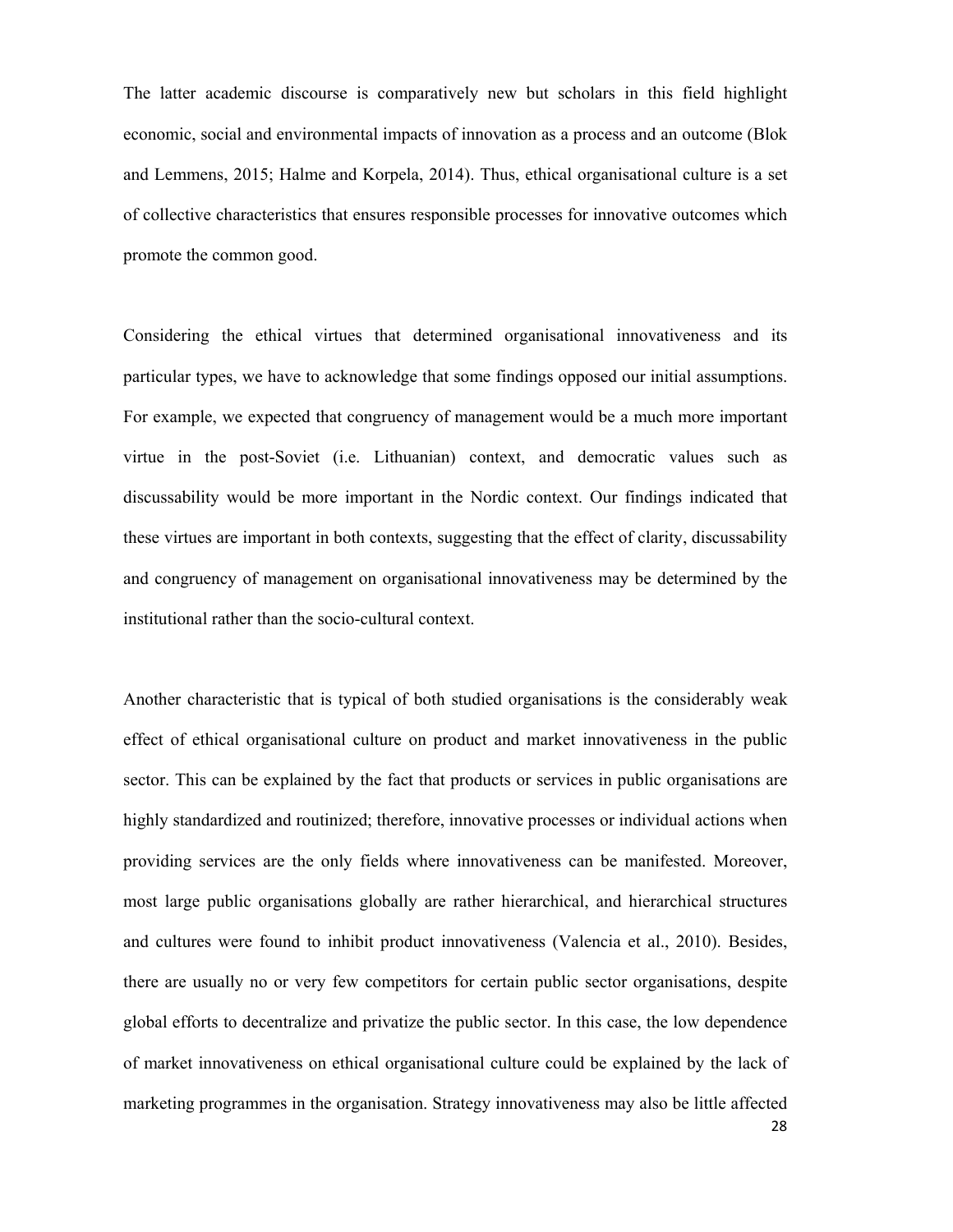The latter academic discourse is comparatively new but scholars in this field highlight economic, social and environmental impacts of innovation as a process and an outcome (Blok and Lemmens, 2015; Halme and Korpela, 2014). Thus, ethical organisational culture is a set of collective characteristics that ensures responsible processes for innovative outcomes which promote the common good.

Considering the ethical virtues that determined organisational innovativeness and its particular types, we have to acknowledge that some findings opposed our initial assumptions. For example, we expected that congruency of management would be a much more important virtue in the post-Soviet (i.e. Lithuanian) context, and democratic values such as discussability would be more important in the Nordic context. Our findings indicated that these virtues are important in both contexts, suggesting that the effect of clarity, discussability and congruency of management on organisational innovativeness may be determined by the institutional rather than the socio-cultural context.

Another characteristic that is typical of both studied organisations is the considerably weak effect of ethical organisational culture on product and market innovativeness in the public sector. This can be explained by the fact that products or services in public organisations are highly standardized and routinized; therefore, innovative processes or individual actions when providing services are the only fields where innovativeness can be manifested. Moreover, most large public organisations globally are rather hierarchical, and hierarchical structures and cultures were found to inhibit product innovativeness (Valencia et al., 2010). Besides, there are usually no or very few competitors for certain public sector organisations, despite global efforts to decentralize and privatize the public sector. In this case, the low dependence of market innovativeness on ethical organisational culture could be explained by the lack of marketing programmes in the organisation. Strategy innovativeness may also be little affected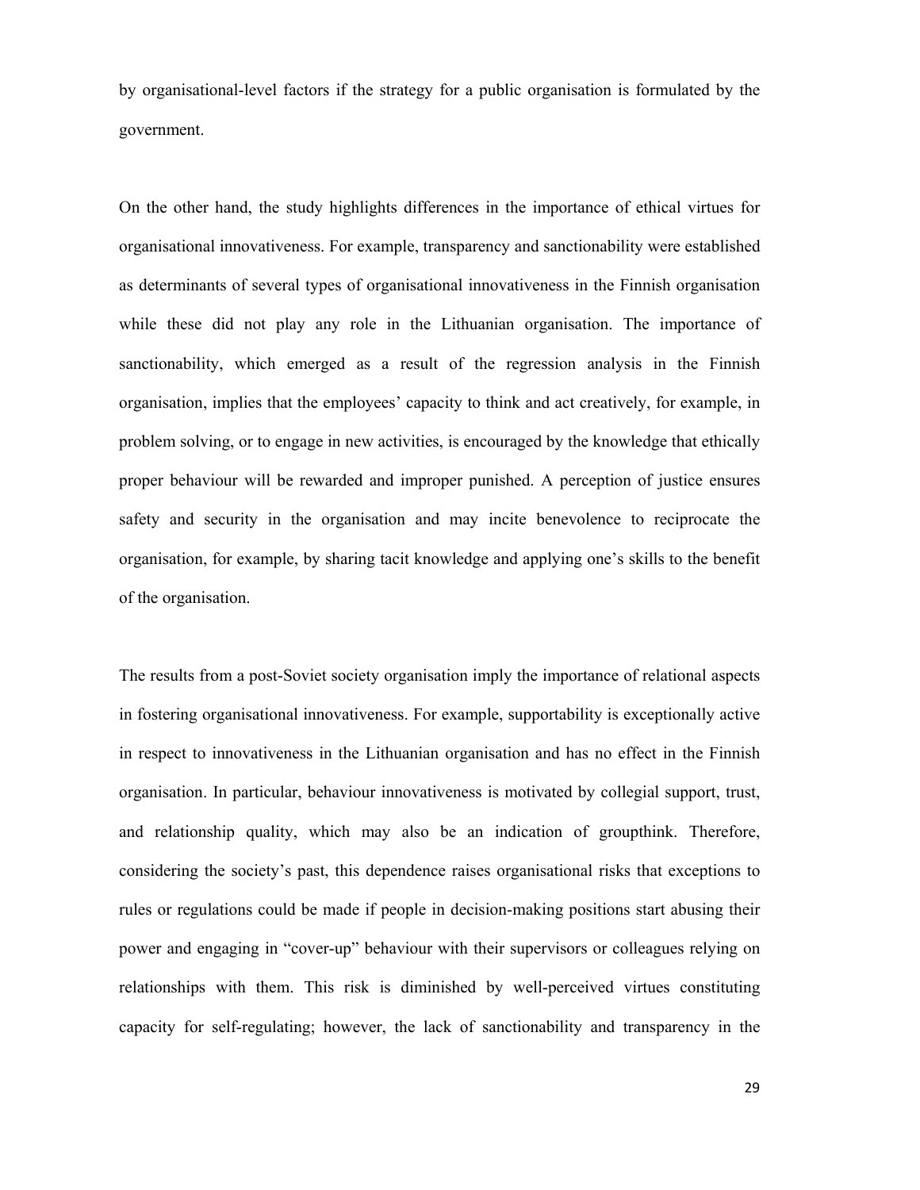by organisational-level factors if the strategy for a public organisation is formulated by the government.

On the other hand, the study highlights differences in the importance of ethical virtues for organisational innovativeness. For example, transparency and sanctionability were established as determinants of several types of organisational innovativeness in the Finnish organisation while these did not play any role in the Lithuanian organisation. The importance of sanctionability, which emerged as a result of the regression analysis in the Finnish organisation, implies that the employees' capacity to think and act creatively, for example, in problem solving, or to engage in new activities, is encouraged by the knowledge that ethically proper behaviour will be rewarded and improper punished. A perception of justice ensures safety and security in the organisation and may incite benevolence to reciprocate the organisation, for example, by sharing tacit knowledge and applying one's skills to the benefit of the organisation.

The results from a post-Soviet society organisation imply the importance of relational aspects in fostering organisational innovativeness. For example, supportability is exceptionally active in respect to innovativeness in the Lithuanian organisation and has no effect in the Finnish organisation. In particular, behaviour innovativeness is motivated by collegial support, trust, and relationship quality, which may also be an indication of groupthink. Therefore, considering the society's past, this dependence raises organisational risks that exceptions to rules or regulations could be made if people in decision-making positions start abusing their power and engaging in "cover-up" behaviour with their supervisors or colleagues relying on relationships with them. This risk is diminished by well-perceived virtues constituting capacity for self-regulating; however, the lack of sanctionability and transparency in the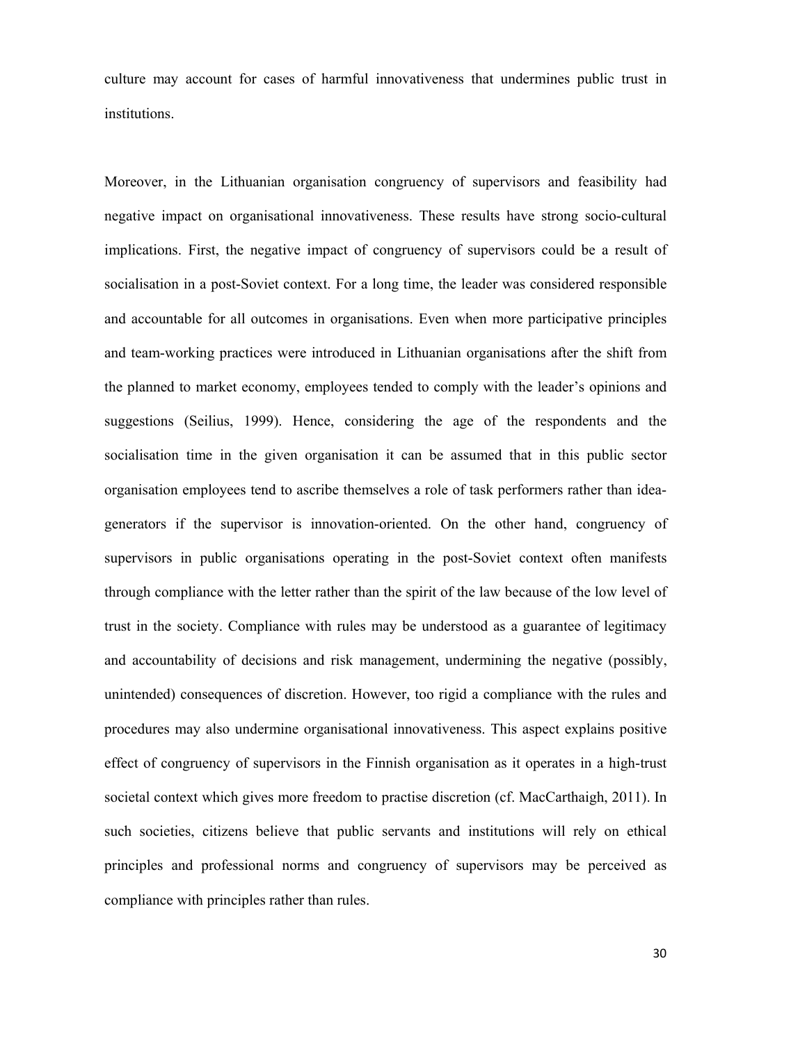culture may account for cases of harmful innovativeness that undermines public trust in institutions.

Moreover, in the Lithuanian organisation congruency of supervisors and feasibility had negative impact on organisational innovativeness. These results have strong socio-cultural implications. First, the negative impact of congruency of supervisors could be a result of socialisation in a post-Soviet context. For a long time, the leader was considered responsible and accountable for all outcomes in organisations. Even when more participative principles and team-working practices were introduced in Lithuanian organisations after the shift from the planned to market economy, employees tended to comply with the leader's opinions and suggestions (Seilius, 1999). Hence, considering the age of the respondents and the socialisation time in the given organisation it can be assumed that in this public sector organisation employees tend to ascribe themselves a role of task performers rather than idea-generators if the supervisor is innovation-oriented. On the other hand, congruency of supervisors in public organisations operating in the post-Soviet context often manifests through compliance with the letter rather than the spirit of the law because of the low level of trust in the society. Compliance with rules may be understood as a guarantee of legitimacy and accountability of decisions and risk management, undermining the negative (possibly, unintended) consequences of discretion. However, too rigid a compliance with the rules and procedures may also undermine organisational innovativeness. This aspect explains positive effect of congruency of supervisors in the Finnish organisation as it operates in a high-trust societal context which gives more freedom to practise discretion (cf. MacCarthaigh, 2011). In such societies, citizens believe that public servants and institutions will rely on ethical principles and professional norms and congruency of supervisors may be perceived as compliance with principles rather than rules.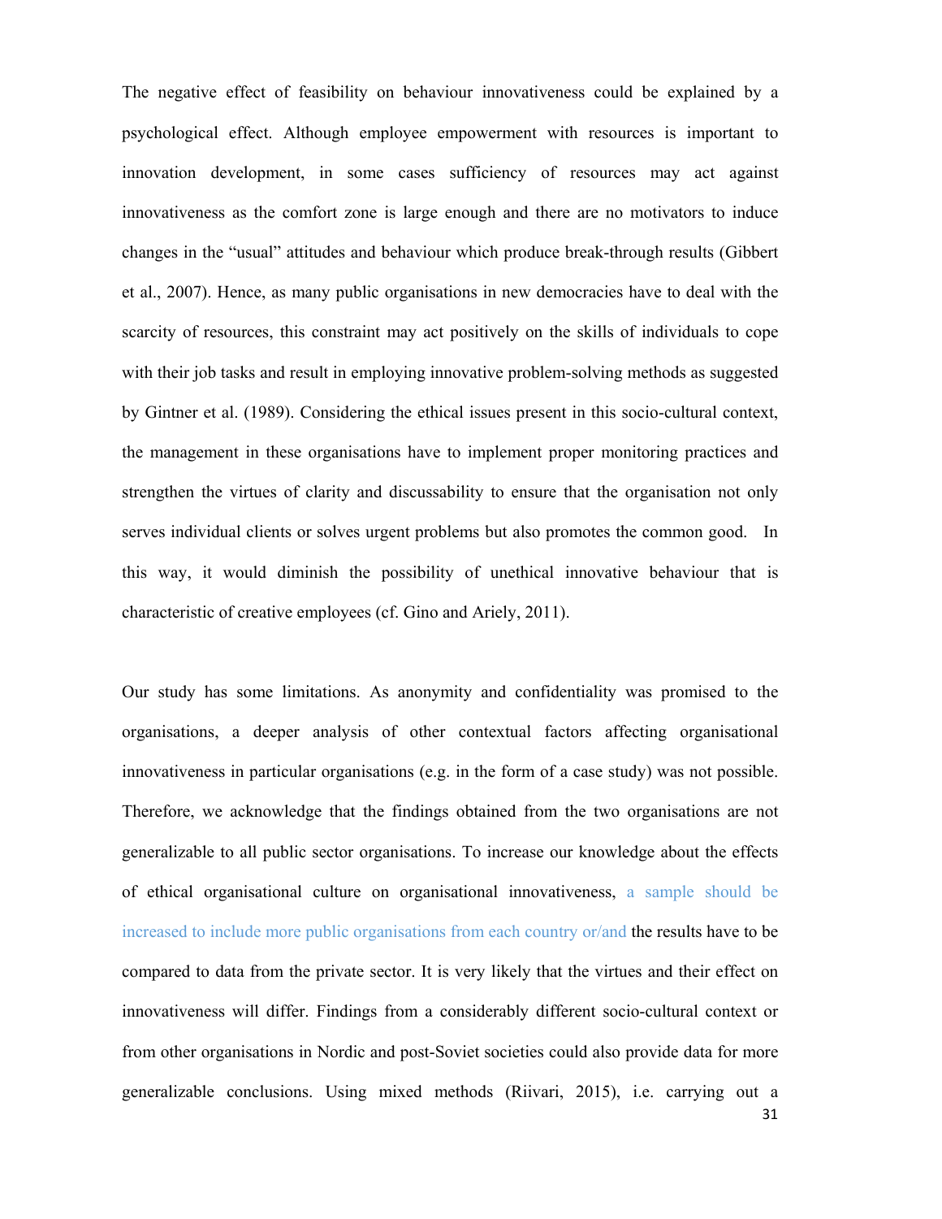The negative effect of feasibility on behaviour innovativeness could be explained by a psychological effect. Although employee empowerment with resources is important to innovation development, in some cases sufficiency of resources may act against innovativeness as the comfort zone is large enough and there are no motivators to induce changes in the "usual" attitudes and behaviour which produce break-through results (Gibbert et al., 2007). Hence, as many public organisations in new democracies have to deal with the scarcity of resources, this constraint may act positively on the skills of individuals to cope with their job tasks and result in employing innovative problem-solving methods as suggested by Gintner et al. (1989). Considering the ethical issues present in this socio-cultural context, the management in these organisations have to implement proper monitoring practices and strengthen the virtues of clarity and discussability to ensure that the organisation not only serves individual clients or solves urgent problems but also promotes the common good. In this way, it would diminish the possibility of unethical innovative behaviour that is characteristic of creative employees (cf. Gino and Ariely, 2011).

Our study has some limitations. As anonymity and confidentiality was promised to the organisations, a deeper analysis of other contextual factors affecting organisational innovativeness in particular organisations (e.g. in the form of a case study) was not possible. Therefore, we acknowledge that the findings obtained from the two organisations are not generalizable to all public sector organisations. To increase our knowledge about the effects of ethical organisational culture on organisational innovativeness, a sample should be increased to include more public organisations from each country or/and the results have to be compared to data from the private sector. It is very likely that the virtues and their effect on innovativeness will differ. Findings from a considerably different socio-cultural context or from other organisations in Nordic and post-Soviet societies could also provide data for more generalizable conclusions. Using mixed methods (Riivari, 2015), i.e. carrying out a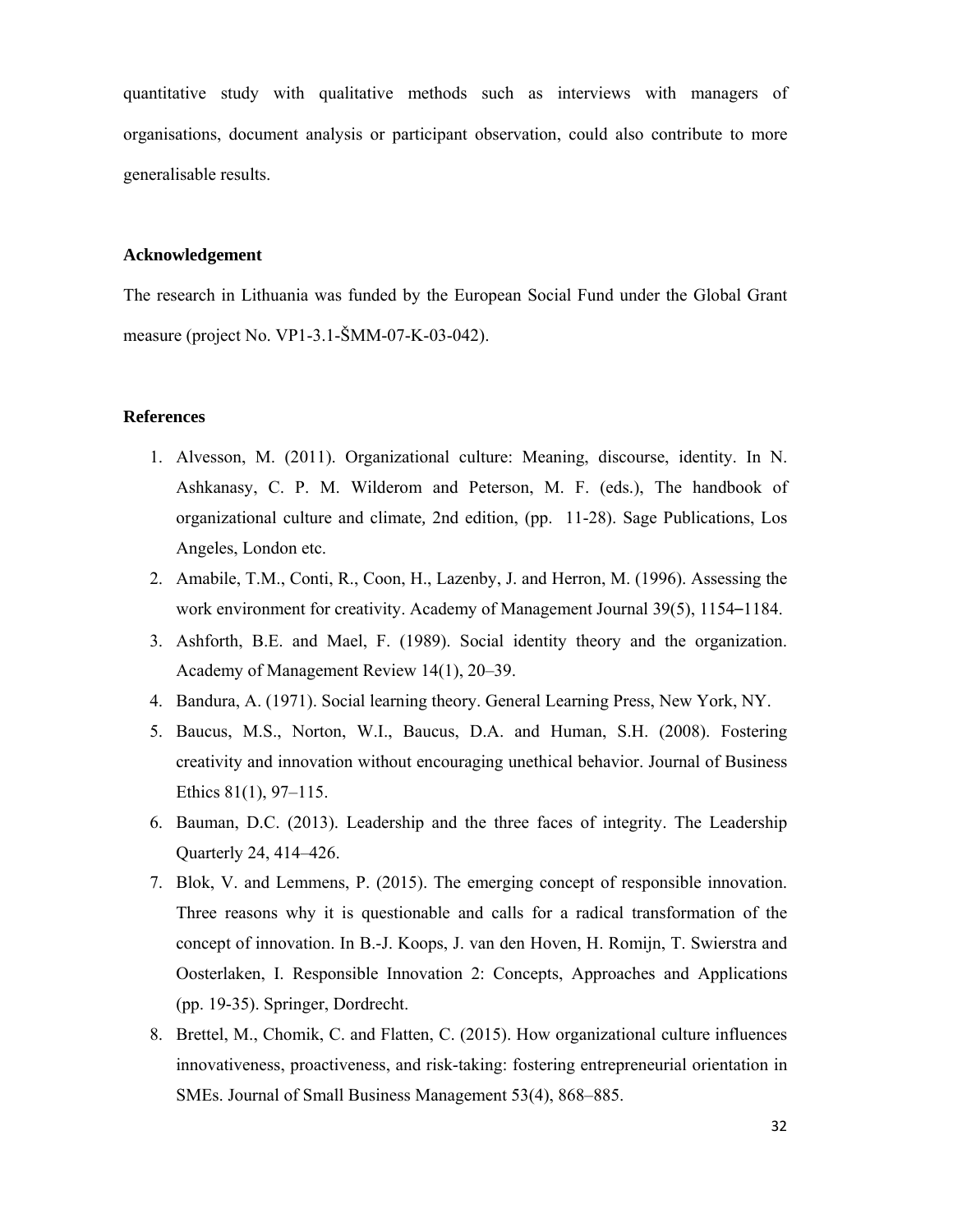quantitative study with qualitative methods such as interviews with managers of organisations, document analysis or participant observation, could also contribute to more generalisable results.

## Acknowledgement

The research in Lithuania was funded by the European Social Fund under the Global Grant measure (project No. VP1-3.1-ŠMM-07-K-03-042).

## References

1. Alvesson, M. (2011). Organizational culture: Meaning, discourse, identity. In N. Ashkanasy, C. P. M. Wilderom and Peterson, M. F. (eds.), The handbook of organizational culture and climate*,* 2nd edition, (pp.  11-28). Sage Publications, Los Angeles, London etc.
2. Amabile, T.M., Conti, R., Coon, H., Lazenby, J. and Herron, M. (1996). Assessing the work environment for creativity. Academy of Management Journal 39(5), 1154–1184.
3. Ashforth, B.E. and Mael, F. (1989). Social identity theory and the organization. Academy of Management Review 14(1), 20–39.
4. Bandura, A. (1971). Social learning theory. General Learning Press, New York, NY.
5. Baucus, M.S., Norton, W.I., Baucus, D.A. and Human, S.H. (2008). Fostering creativity and innovation without encouraging unethical behavior. Journal of Business Ethics 81(1), 97–115.
6. Bauman, D.C. (2013). Leadership and the three faces of integrity. The Leadership Quarterly 24, 414–426.
7. Blok, V. and Lemmens, P. (2015). The emerging concept of responsible innovation. Three reasons why it is questionable and calls for a radical transformation of the concept of innovation. In B.-J. Koops, J. van den Hoven, H. Romijn, T. Swierstra and Oosterlaken, I. Responsible Innovation 2: Concepts, Approaches and Applications (pp. 19-35). Springer, Dordrecht.
8. Brettel, M., Chomik, C. and Flatten, C. (2015). How organizational culture influences innovativeness, proactiveness, and risk-taking: fostering entrepreneurial orientation in SMEs. Journal of Small Business Management 53(4), 868–885.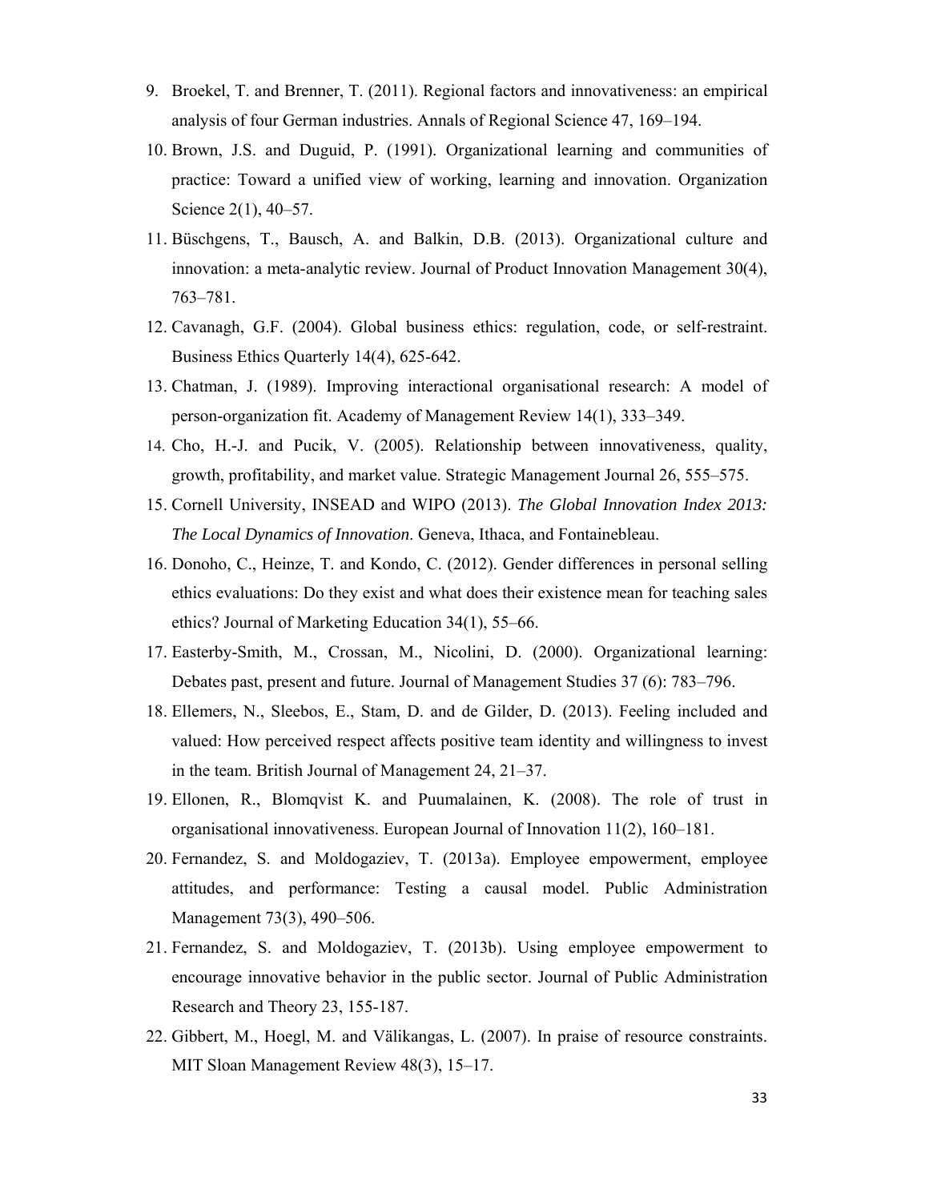9. Broekel, T. and Brenner, T. (2011). Regional factors and innovativeness: an empirical analysis of four German industries. Annals of Regional Science 47, 169–194.
10. Brown, J.S. and Duguid, P. (1991). Organizational learning and communities of practice: Toward a unified view of working, learning and innovation. Organization Science 2(1), 40–57.
11. Büschgens, T., Bausch, A. and Balkin, D.B. (2013). Organizational culture and innovation: a meta-analytic review. Journal of Product Innovation Management 30(4), 763–781.
12. Cavanagh, G.F. (2004). Global business ethics: regulation, code, or self-restraint. Business Ethics Quarterly 14(4), 625-642.
13. Chatman, J. (1989). Improving interactional organisational research: A model of person-organization fit. Academy of Management Review 14(1), 333–349.
14. Cho, H.-J. and Pucik, V. (2005). Relationship between innovativeness, quality, growth, profitability, and market value. Strategic Management Journal 26, 555–575.
15. Cornell University, INSEAD and WIPO (2013). *The Global Innovation Index 2013: The Local Dynamics of Innovation*. Geneva, Ithaca, and Fontainebleau.
16. Donoho, C., Heinze, T. and Kondo, C. (2012). Gender differences in personal selling ethics evaluations: Do they exist and what does their existence mean for teaching sales ethics? Journal of Marketing Education 34(1), 55–66.
17. Easterby-Smith, M., Crossan, M., Nicolini, D. (2000). Organizational learning: Debates past, present and future. Journal of Management Studies 37 (6): 783–796.
18. Ellemers, N., Sleebos, E., Stam, D. and de Gilder, D. (2013). Feeling included and valued: How perceived respect affects positive team identity and willingness to invest in the team. British Journal of Management 24, 21–37.
19. Ellonen, R., Blomqvist K. and Puumalainen, K. (2008). The role of trust in organisational innovativeness. European Journal of Innovation 11(2), 160–181.
20. Fernandez, S. and Moldogaziev, T. (2013a). Employee empowerment, employee attitudes, and performance: Testing a causal model. Public Administration Management 73(3), 490–506.
21. Fernandez, S. and Moldogaziev, T. (2013b). Using employee empowerment to encourage innovative behavior in the public sector. Journal of Public Administration Research and Theory 23, 155-187.
22. Gibbert, M., Hoegl, M. and Välikangas, L. (2007). In praise of resource constraints. MIT Sloan Management Review 48(3), 15–17.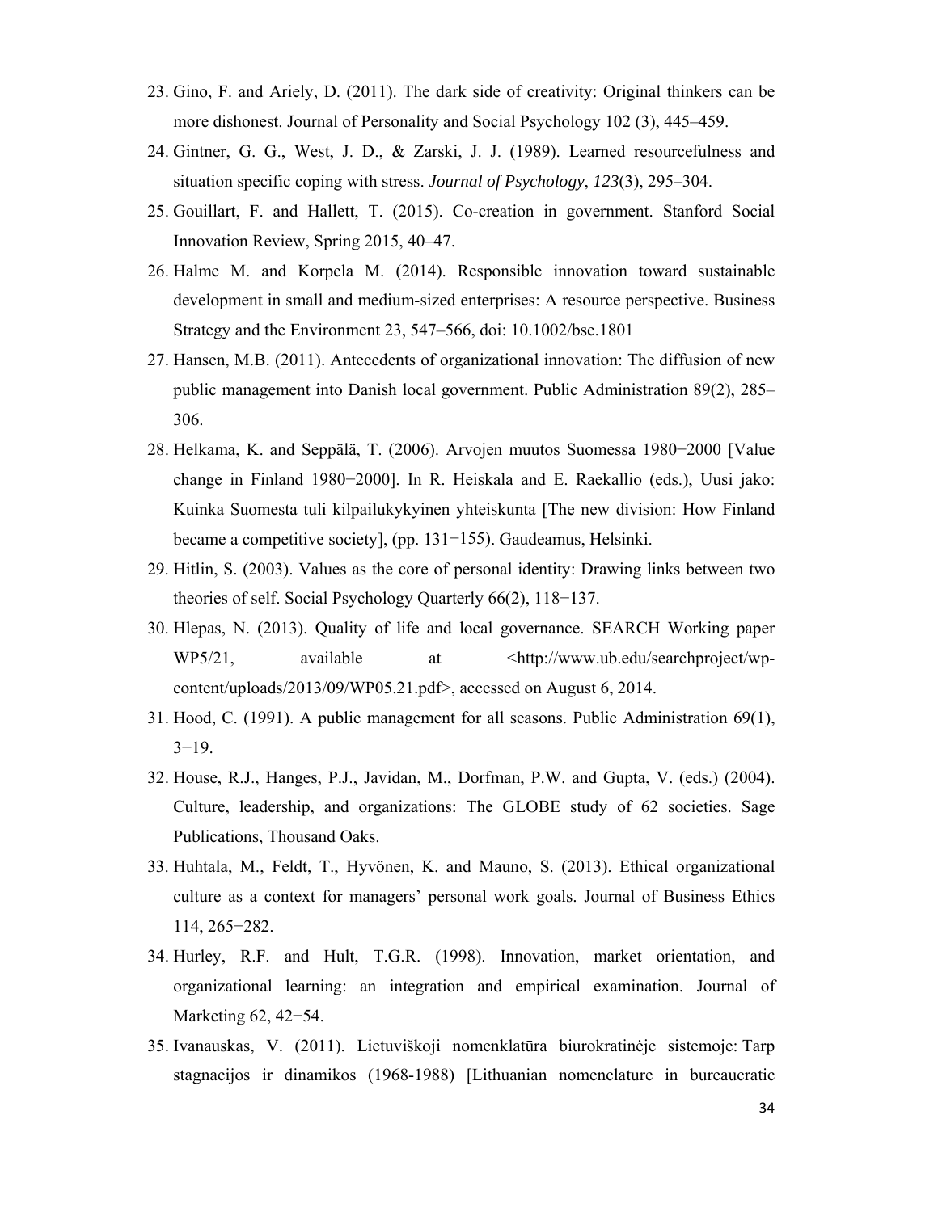23. Gino, F. and Ariely, D. (2011). The dark side of creativity: Original thinkers can be more dishonest. Journal of Personality and Social Psychology 102 (3), 445–459.
24. Gintner, G. G., West, J. D., & Zarski, J. J. (1989). Learned resourcefulness and situation specific coping with stress. *Journal of Psychology*, *123*(3), 295–304.
25. Gouillart, F. and Hallett, T. (2015). Co-creation in government. Stanford Social Innovation Review, Spring 2015, 40–47.
26. Halme M. and Korpela M. (2014). Responsible innovation toward sustainable development in small and medium-sized enterprises: A resource perspective. Business Strategy and the Environment 23, 547–566, doi: 10.1002/bse.1801
27. Hansen, M.B. (2011). Antecedents of organizational innovation: The diffusion of new public management into Danish local government. Public Administration 89(2), 285–306.
28. Helkama, K. and Seppälä, T. (2006). Arvojen muutos Suomessa 1980−2000 [Value change in Finland 1980−2000]. In R. Heiskala and E. Raekallio (eds.), Uusi jako: Kuinka Suomesta tuli kilpailukykyinen yhteiskunta [The new division: How Finland became a competitive society], (pp. 131−155). Gaudeamus, Helsinki.
29. Hitlin, S. (2003). Values as the core of personal identity: Drawing links between two theories of self. Social Psychology Quarterly 66(2), 118−137.
30. Hlepas, N. (2013). Quality of life and local governance. SEARCH Working paper WP5/21, available at <http://www.ub.edu/searchproject/wp-content/uploads/2013/09/WP05.21.pdf>, accessed on August 6, 2014.
31. Hood, C. (1991). A public management for all seasons. Public Administration 69(1), 3−19.
32. House, R.J., Hanges, P.J., Javidan, M., Dorfman, P.W. and Gupta, V. (eds.) (2004). Culture, leadership, and organizations: The GLOBE study of 62 societies. Sage Publications, Thousand Oaks.
33. Huhtala, M., Feldt, T., Hyvönen, K. and Mauno, S. (2013). Ethical organizational culture as a context for managers' personal work goals. Journal of Business Ethics 114, 265−282.
34. Hurley, R.F. and Hult, T.G.R. (1998). Innovation, market orientation, and organizational learning: an integration and empirical examination. Journal of Marketing 62, 42−54.
35. Ivanauskas, V. (2011). Lietuviškoji nomenklatūra biurokratinėje sistemoje: Tarp stagnacijos ir dinamikos (1968-1988) [Lithuanian nomenclature in bureaucratic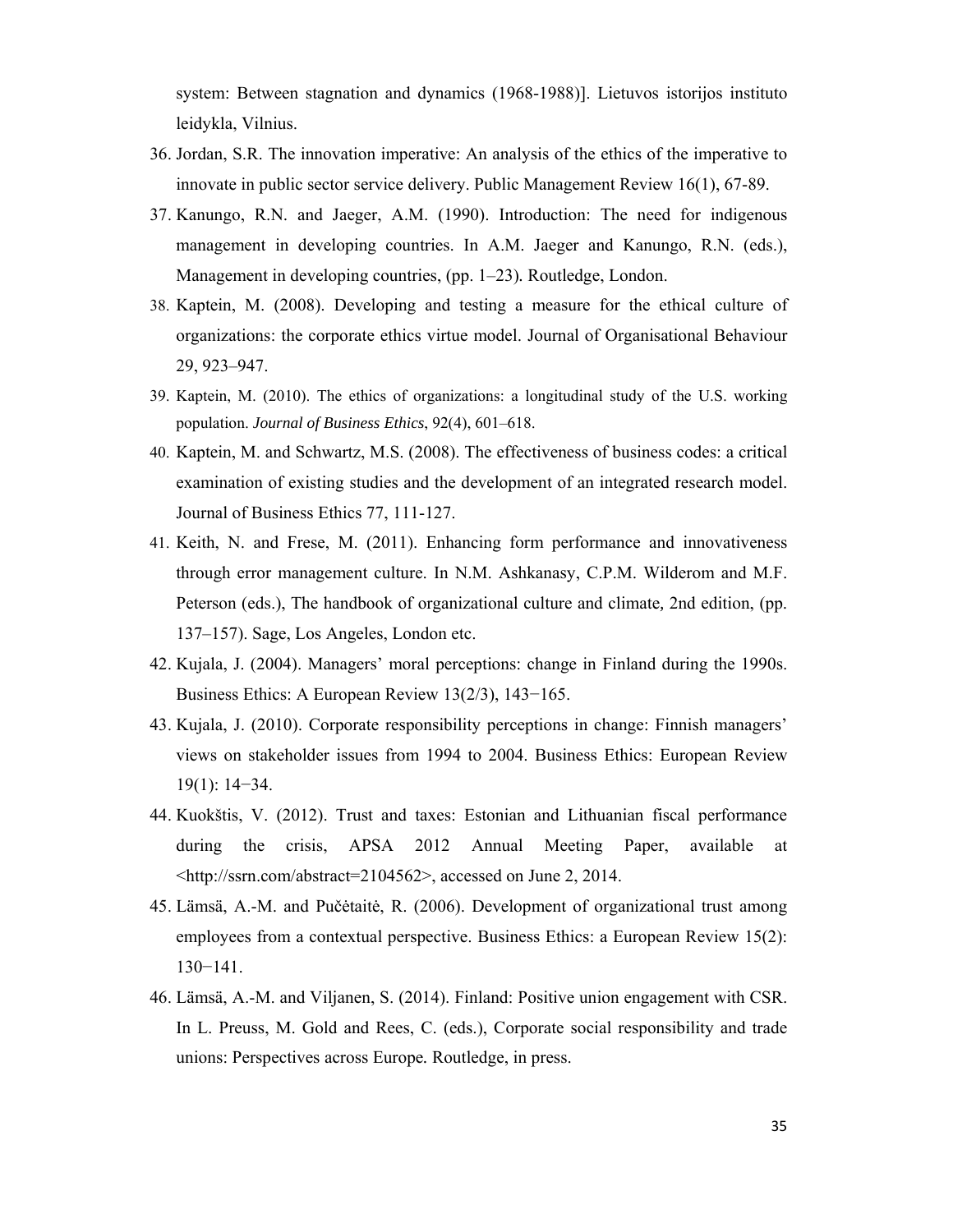system: Between stagnation and dynamics (1968-1988)]. Lietuvos istorijos instituto leidykla, Vilnius.

36. Jordan, S.R. The innovation imperative: An analysis of the ethics of the imperative to innovate in public sector service delivery. Public Management Review 16(1), 67-89.
37. Kanungo, R.N. and Jaeger, A.M. (1990). Introduction: The need for indigenous management in developing countries. In A.M. Jaeger and Kanungo, R.N. (eds.), Management in developing countries, (pp. 1–23). Routledge, London.
38. Kaptein, M. (2008). Developing and testing a measure for the ethical culture of organizations: the corporate ethics virtue model. Journal of Organisational Behaviour 29, 923–947.
39. Kaptein, M. (2010). The ethics of organizations: a longitudinal study of the U.S. working population. *Journal of Business Ethics*, 92(4), 601–618.
40. Kaptein, M. and Schwartz, M.S. (2008). The effectiveness of business codes: a critical examination of existing studies and the development of an integrated research model. Journal of Business Ethics 77, 111-127.
41. Keith, N. and Frese, M. (2011). Enhancing form performance and innovativeness through error management culture. In N.M. Ashkanasy, C.P.M. Wilderom and M.F. Peterson (eds.), The handbook of organizational culture and climate, 2nd edition, (pp. 137–157). Sage, Los Angeles, London etc.
42. Kujala, J. (2004). Managers' moral perceptions: change in Finland during the 1990s. Business Ethics: A European Review 13(2/3), 143−165.
43. Kujala, J. (2010). Corporate responsibility perceptions in change: Finnish managers' views on stakeholder issues from 1994 to 2004. Business Ethics: European Review 19(1): 14−34.
44. Kuokštis, V. (2012). Trust and taxes: Estonian and Lithuanian fiscal performance during the crisis, APSA 2012 Annual Meeting Paper, available at <http://ssrn.com/abstract=2104562>, accessed on June 2, 2014.
45. Lämsä, A.-M. and Pučėtaitė, R. (2006). Development of organizational trust among employees from a contextual perspective. Business Ethics: a European Review 15(2): 130−141.
46. Lämsä, A.-M. and Viljanen, S. (2014). Finland: Positive union engagement with CSR. In L. Preuss, M. Gold and Rees, C. (eds.), Corporate social responsibility and trade unions: Perspectives across Europe. Routledge, in press.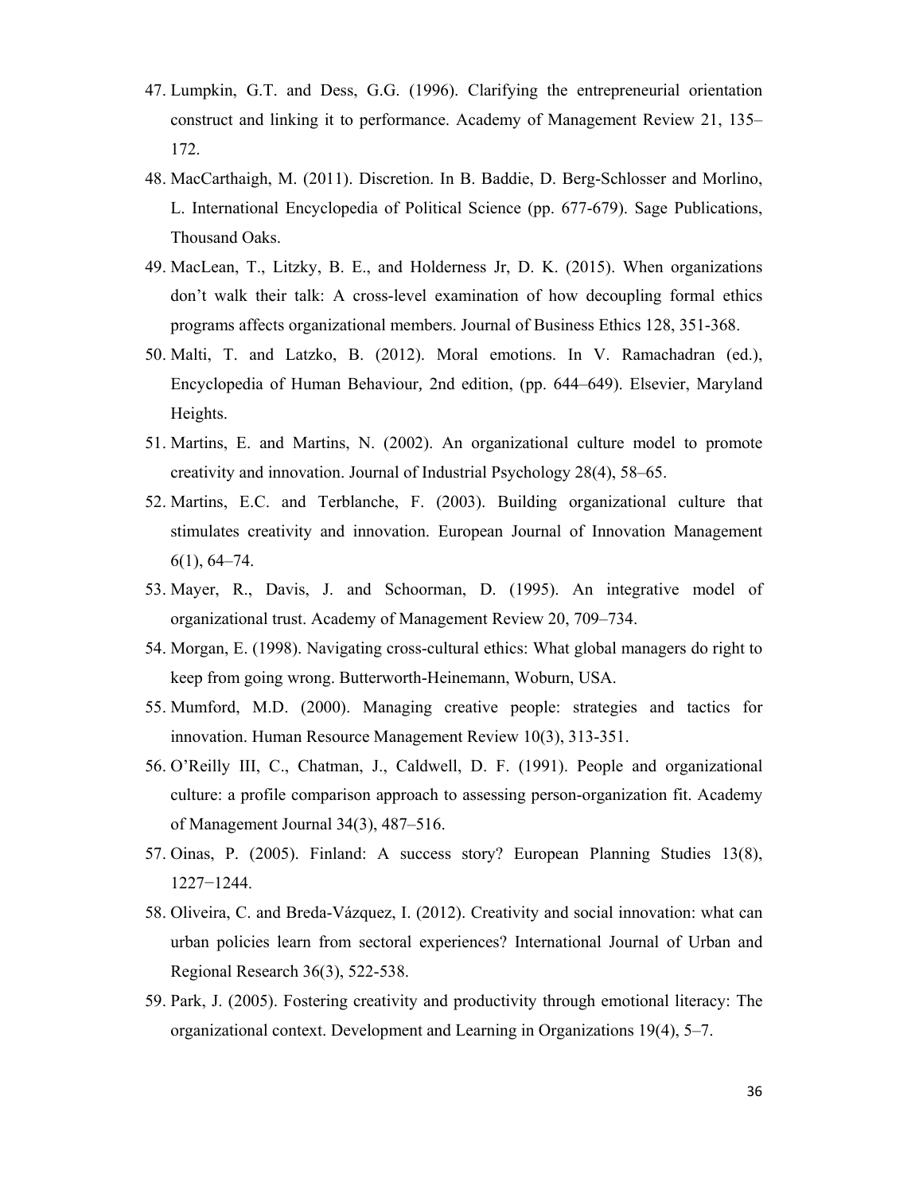47. Lumpkin, G.T. and Dess, G.G. (1996). Clarifying the entrepreneurial orientation construct and linking it to performance. Academy of Management Review 21, 135–172.
48. MacCarthaigh, M. (2011). Discretion. In B. Baddie, D. Berg-Schlosser and Morlino, L. International Encyclopedia of Political Science (pp. 677-679). Sage Publications, Thousand Oaks.
49. MacLean, T., Litzky, B. E., and Holderness Jr, D. K. (2015). When organizations don't walk their talk: A cross-level examination of how decoupling formal ethics programs affects organizational members. Journal of Business Ethics 128, 351-368.
50. Malti, T. and Latzko, B. (2012). Moral emotions. In V. Ramachadran (ed.), Encyclopedia of Human Behaviour, 2nd edition, (pp. 644–649). Elsevier, Maryland Heights.
51. Martins, E. and Martins, N. (2002). An organizational culture model to promote creativity and innovation. Journal of Industrial Psychology 28(4), 58–65.
52. Martins, E.C. and Terblanche, F. (2003). Building organizational culture that stimulates creativity and innovation. European Journal of Innovation Management 6(1), 64–74.
53. Mayer, R., Davis, J. and Schoorman, D. (1995). An integrative model of organizational trust. Academy of Management Review 20, 709–734.
54. Morgan, E. (1998). Navigating cross-cultural ethics: What global managers do right to keep from going wrong. Butterworth-Heinemann, Woburn, USA.
55. Mumford, M.D. (2000). Managing creative people: strategies and tactics for innovation. Human Resource Management Review 10(3), 313-351.
56. O'Reilly III, C., Chatman, J., Caldwell, D. F. (1991). People and organizational culture: a profile comparison approach to assessing person-organization fit. Academy of Management Journal 34(3), 487–516.
57. Oinas, P. (2005). Finland: A success story? European Planning Studies 13(8), 1227−1244.
58. Oliveira, C. and Breda-Vázquez, I. (2012). Creativity and social innovation: what can urban policies learn from sectoral experiences? International Journal of Urban and Regional Research 36(3), 522-538.
59. Park, J. (2005). Fostering creativity and productivity through emotional literacy: The organizational context. Development and Learning in Organizations 19(4), 5–7.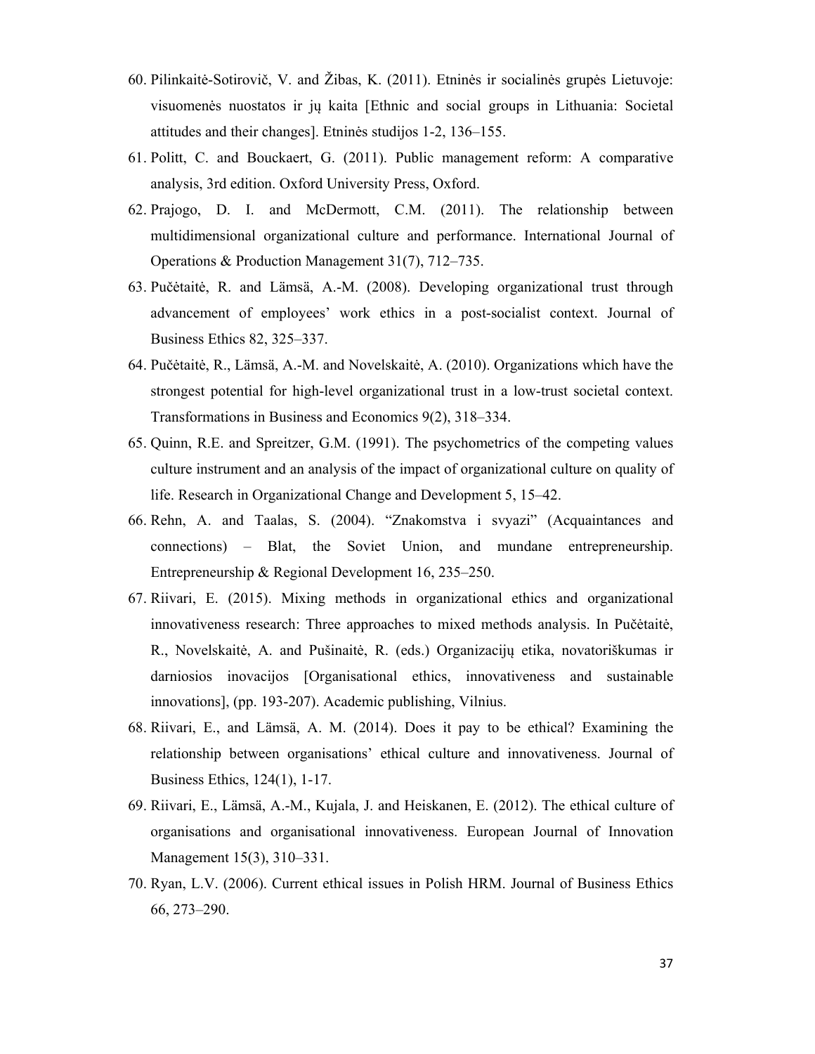60. Pilinkaitė-Sotirovič, V. and Žibas, K. (2011). Etninės ir socialinės grupės Lietuvoje: visuomenės nuostatos ir jų kaita [Ethnic and social groups in Lithuania: Societal attitudes and their changes]. Etninės studijos 1-2, 136–155.
61. Politt, C. and Bouckaert, G. (2011). Public management reform: A comparative analysis, 3rd edition. Oxford University Press, Oxford.
62. Prajogo, D. I. and McDermott, C.M. (2011). The relationship between multidimensional organizational culture and performance. International Journal of Operations & Production Management 31(7), 712–735.
63. Pučėtaitė, R. and Lämsä, A.-M. (2008). Developing organizational trust through advancement of employees' work ethics in a post-socialist context. Journal of Business Ethics 82, 325–337.
64. Pučėtaitė, R., Lämsä, A.-M. and Novelskaitė, A. (2010). Organizations which have the strongest potential for high-level organizational trust in a low-trust societal context. Transformations in Business and Economics 9(2), 318–334.
65. Quinn, R.E. and Spreitzer, G.M. (1991). The psychometrics of the competing values culture instrument and an analysis of the impact of organizational culture on quality of life. Research in Organizational Change and Development 5, 15–42.
66. Rehn, A. and Taalas, S. (2004). "Znakomstva i svyazi" (Acquaintances and connections) – Blat, the Soviet Union, and mundane entrepreneurship. Entrepreneurship & Regional Development 16, 235–250.
67. Riivari, E. (2015). Mixing methods in organizational ethics and organizational innovativeness research: Three approaches to mixed methods analysis. In Pučėtaitė, R., Novelskaitė, A. and Pušinaitė, R. (eds.) Organizacijų etika, novatoriškumas ir darniosios inovacijos [Organisational ethics, innovativeness and sustainable innovations], (pp. 193-207). Academic publishing, Vilnius.
68. Riivari, E., and Lämsä, A. M. (2014). Does it pay to be ethical? Examining the relationship between organisations' ethical culture and innovativeness. Journal of Business Ethics, 124(1), 1-17.
69. Riivari, E., Lämsä, A.-M., Kujala, J. and Heiskanen, E. (2012). The ethical culture of organisations and organisational innovativeness. European Journal of Innovation Management 15(3), 310–331.
70. Ryan, L.V. (2006). Current ethical issues in Polish HRM. Journal of Business Ethics 66, 273–290.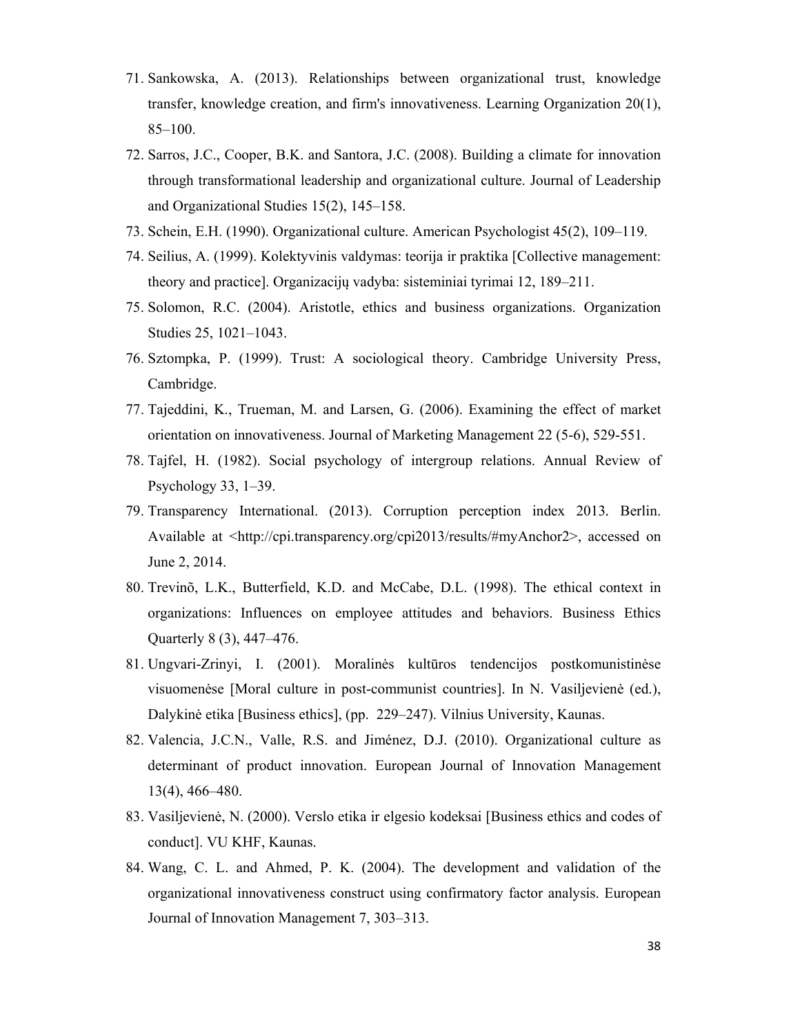71. Sankowska, A. (2013). Relationships between organizational trust, knowledge transfer, knowledge creation, and firm's innovativeness. Learning Organization 20(1), 85–100.
72. Sarros, J.C., Cooper, B.K. and Santora, J.C. (2008). Building a climate for innovation through transformational leadership and organizational culture. Journal of Leadership and Organizational Studies 15(2), 145–158.
73. Schein, E.H. (1990). Organizational culture. American Psychologist 45(2), 109–119.
74. Seilius, A. (1999). Kolektyvinis valdymas: teorija ir praktika [Collective management: theory and practice]. Organizacijų vadyba: sisteminiai tyrimai 12, 189–211.
75. Solomon, R.C. (2004). Aristotle, ethics and business organizations. Organization Studies 25, 1021–1043.
76. Sztompka, P. (1999). Trust: A sociological theory. Cambridge University Press, Cambridge.
77. Tajeddini, K., Trueman, M. and Larsen, G. (2006). Examining the effect of market orientation on innovativeness. Journal of Marketing Management 22 (5-6), 529-551.
78. Tajfel, H. (1982). Social psychology of intergroup relations. Annual Review of Psychology 33, 1–39.
79. Transparency International. (2013). Corruption perception index 2013. Berlin. Available at <http://cpi.transparency.org/cpi2013/results/#myAnchor2>, accessed on June 2, 2014.
80. Trevinõ, L.K., Butterfield, K.D. and McCabe, D.L. (1998). The ethical context in organizations: Influences on employee attitudes and behaviors. Business Ethics Quarterly 8 (3), 447–476.
81. Ungvari-Zrinyi, I. (2001). Moralinės kultūros tendencijos postkomunistinėse visuomenėse [Moral culture in post-communist countries]. In N. Vasiljevienė (ed.), Dalykinė etika [Business ethics], (pp. 229–247). Vilnius University, Kaunas.
82. Valencia, J.C.N., Valle, R.S. and Jiménez, D.J. (2010). Organizational culture as determinant of product innovation. European Journal of Innovation Management 13(4), 466–480.
83. Vasiljevienė, N. (2000). Verslo etika ir elgesio kodeksai [Business ethics and codes of conduct]. VU KHF, Kaunas.
84. Wang, C. L. and Ahmed, P. K. (2004). The development and validation of the organizational innovativeness construct using confirmatory factor analysis. European Journal of Innovation Management 7, 303–313.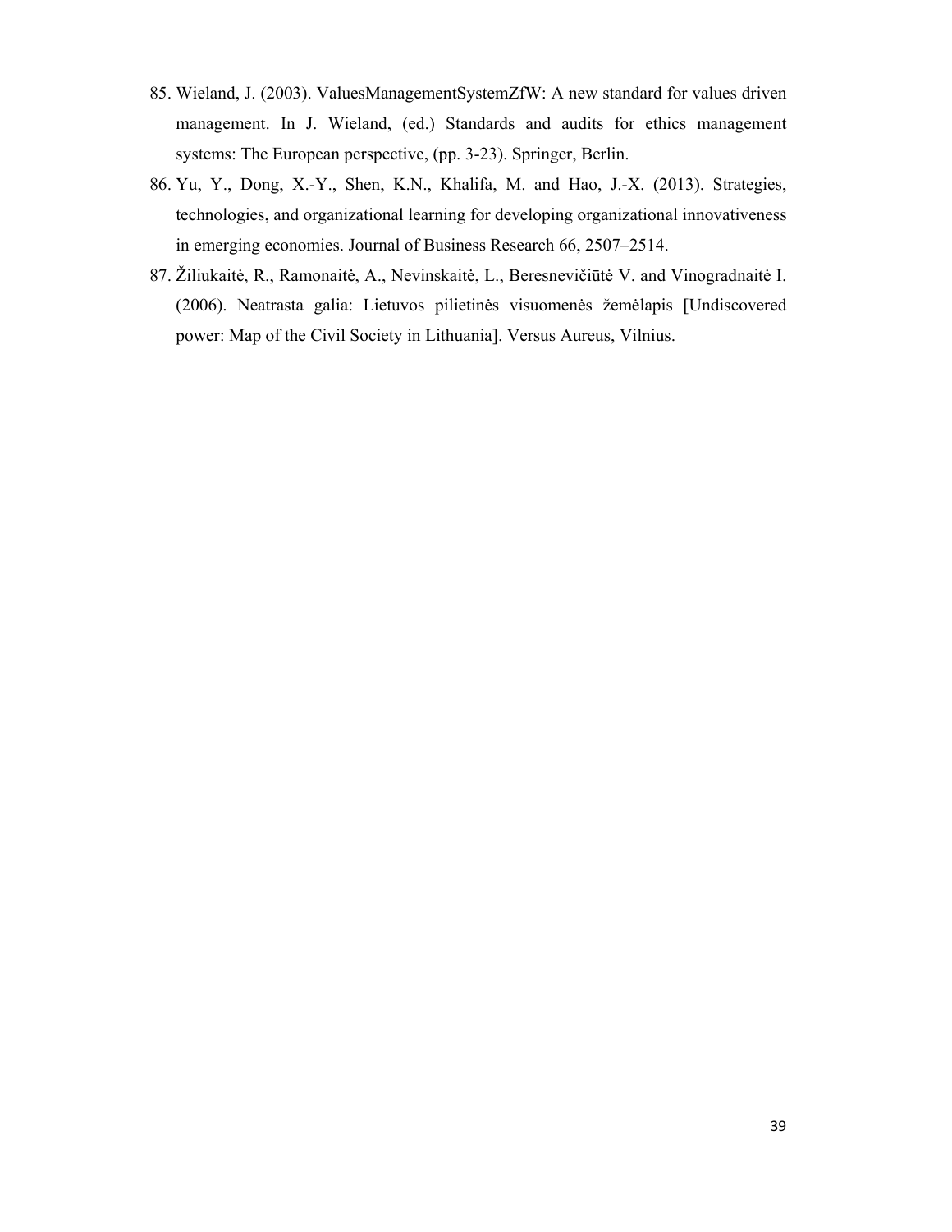85. Wieland, J. (2003). ValuesManagementSystemZfW: A new standard for values driven management. In J. Wieland, (ed.) Standards and audits for ethics management systems: The European perspective, (pp. 3-23). Springer, Berlin.
86. Yu, Y., Dong, X.-Y., Shen, K.N., Khalifa, M. and Hao, J.-X. (2013). Strategies, technologies, and organizational learning for developing organizational innovativeness in emerging economies. Journal of Business Research 66, 2507–2514.
87. Žiliukaitė, R., Ramonaitė, A., Nevinskaitė, L., Beresnevičiūtė V. and Vinogradnaitė I. (2006). Neatrasta galia: Lietuvos pilietinės visuomenės žemėlapis [Undiscovered power: Map of the Civil Society in Lithuania]. Versus Aureus, Vilnius.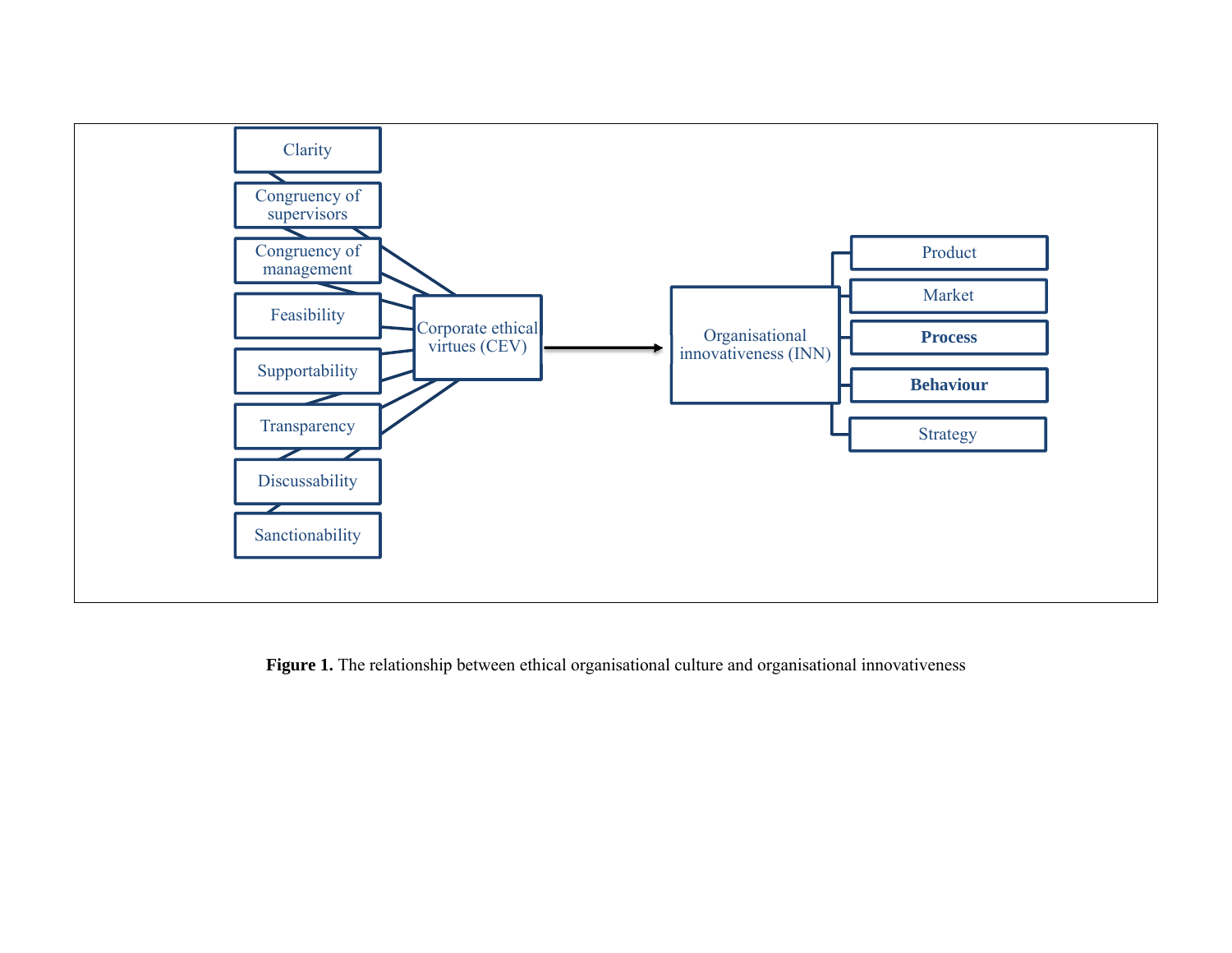Clarity

Congruency of supervisors

Congruency of management

Feasibility

Supportability

Transparency

Discussability

Sanctionability

Corporate ethical virtues (CEV)

Organisational innovativeness (INN)

Product

Market

**Process**

**Behaviour**

Strategy

**Figure 1.** The relationship between ethical organisational culture and organisational innovativeness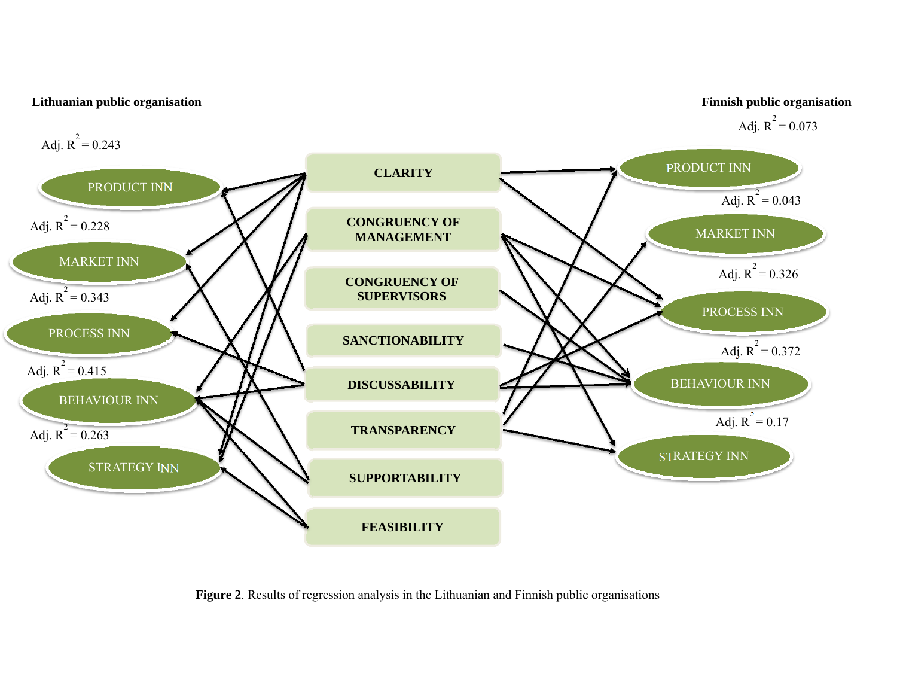**Lithuanian public organisation**

**Finnish public organisation**

| Lithuanian public organisation | Adj. $R^2$ | | Finnish public organisation | Adj. $R^2$ |
|---|---|---|---|---|
| PRODUCT INN | 0.243 | CLARITY | PRODUCT INN | 0.073 |
| MARKET INN | 0.228 | CONGRUENCY OF MANAGEMENT | MARKET INN | 0.043 |
| PROCESS INN | 0.343 | CONGRUENCY OF SUPERVISORS | PROCESS INN | 0.326 |
| BEHAVIOUR INN | 0.415 | SANCTIONABILITY | BEHAVIOUR INN | 0.372 |
| STRATEGY INN | 0.263 | DISCUSSABILITY | STRATEGY INN | 0.17 |
| | | TRANSPARENCY | | |
| | | SUPPORTABILITY | | |
| | | FEASIBILITY | | |

**Figure 2**. Results of regression analysis in the Lithuanian and Finnish public organisations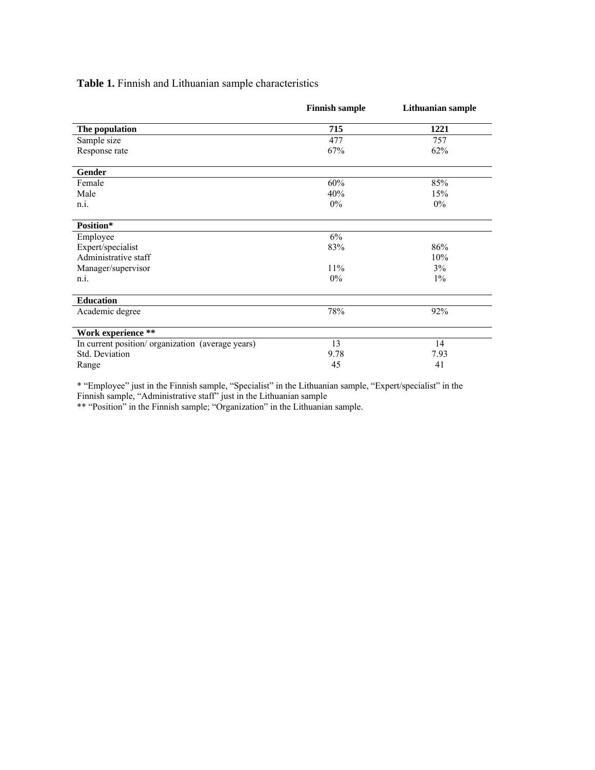**Table 1.** Finnish and Lithuanian sample characteristics

| | Finnish sample | Lithuanian sample |
|---|---|---|
| **The population** | **715** | **1221** |
| Sample size | 477 | 757 |
| Response rate | 67% | 62% |
| **Gender** | | |
| Female | 60% | 85% |
| Male | 40% | 15% |
| n.i. | 0% | 0% |
| **Position*** | | |
| Employee | 6% | |
| Expert/specialist | 83% | 86% |
| Administrative staff | | 10% |
| Manager/supervisor | 11% | 3% |
| n.i. | 0% | 1% |
| **Education** | | |
| Academic degree | 78% | 92% |
| **Work experience **** | | |
| In current position/ organization (average years) | 13 | 14 |
| Std. Deviation | 9.78 | 7.93 |
| Range | 45 | 41 |

* "Employee" just in the Finnish sample, "Specialist" in the Lithuanian sample, "Expert/specialist" in the Finnish sample, "Administrative staff" just in the Lithuanian sample

** "Position" in the Finnish sample; "Organization" in the Lithuanian sample.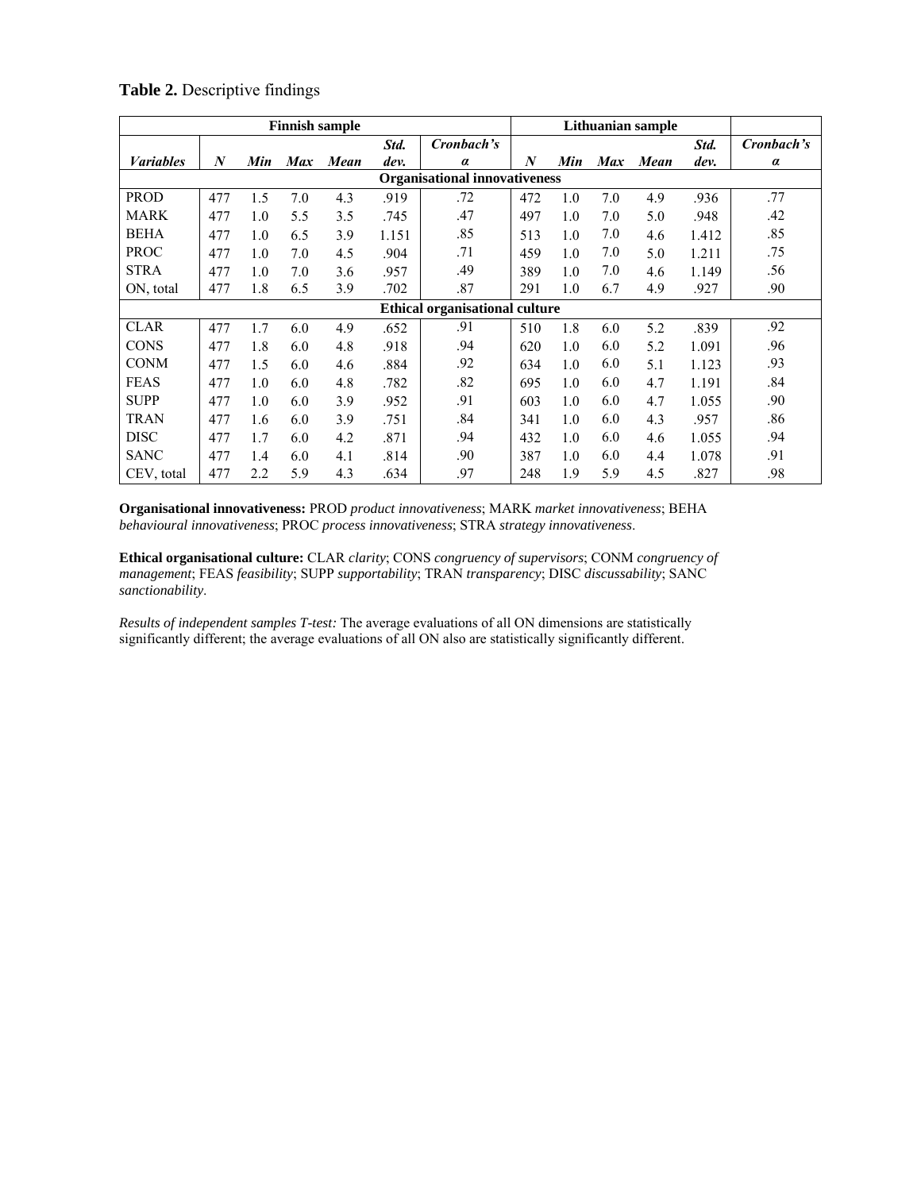**Table 2.** Descriptive findings

| | Finnish sample | | | | | | Lithuanian sample | | | | | |
|---|---|---|---|---|---|---|---|---|---|---|---|---|
| *Variables* | *N* | *Min* | *Max* | *Mean* | *Std. dev.* | *Cronbach's α* | *N* | *Min* | *Max* | *Mean* | *Std. dev.* | *Cronbach's α* |
| **Organisational innovativeness** | | | | | | | | | | | | |
| PROD | 477 | 1.5 | 7.0 | 4.3 | .919 | .72 | 472 | 1.0 | 7.0 | 4.9 | .936 | .77 |
| MARK | 477 | 1.0 | 5.5 | 3.5 | .745 | .47 | 497 | 1.0 | 7.0 | 5.0 | .948 | .42 |
| BEHA | 477 | 1.0 | 6.5 | 3.9 | 1.151 | .85 | 513 | 1.0 | 7.0 | 4.6 | 1.412 | .85 |
| PROC | 477 | 1.0 | 7.0 | 4.5 | .904 | .71 | 459 | 1.0 | 7.0 | 5.0 | 1.211 | .75 |
| STRA | 477 | 1.0 | 7.0 | 3.6 | .957 | .49 | 389 | 1.0 | 7.0 | 4.6 | 1.149 | .56 |
| ON, total | 477 | 1.8 | 6.5 | 3.9 | .702 | .87 | 291 | 1.0 | 6.7 | 4.9 | .927 | .90 |
| **Ethical organisational culture** | | | | | | | | | | | | |
| CLAR | 477 | 1.7 | 6.0 | 4.9 | .652 | .91 | 510 | 1.8 | 6.0 | 5.2 | .839 | .92 |
| CONS | 477 | 1.8 | 6.0 | 4.8 | .918 | .94 | 620 | 1.0 | 6.0 | 5.2 | 1.091 | .96 |
| CONM | 477 | 1.5 | 6.0 | 4.6 | .884 | .92 | 634 | 1.0 | 6.0 | 5.1 | 1.123 | .93 |
| FEAS | 477 | 1.0 | 6.0 | 4.8 | .782 | .82 | 695 | 1.0 | 6.0 | 4.7 | 1.191 | .84 |
| SUPP | 477 | 1.0 | 6.0 | 3.9 | .952 | .91 | 603 | 1.0 | 6.0 | 4.7 | 1.055 | .90 |
| TRAN | 477 | 1.6 | 6.0 | 3.9 | .751 | .84 | 341 | 1.0 | 6.0 | 4.3 | .957 | .86 |
| DISC | 477 | 1.7 | 6.0 | 4.2 | .871 | .94 | 432 | 1.0 | 6.0 | 4.6 | 1.055 | .94 |
| SANC | 477 | 1.4 | 6.0 | 4.1 | .814 | .90 | 387 | 1.0 | 6.0 | 4.4 | 1.078 | .91 |
| CEV, total | 477 | 2.2 | 5.9 | 4.3 | .634 | .97 | 248 | 1.9 | 5.9 | 4.5 | .827 | .98 |

**Organisational innovativeness:** PROD *product innovativeness*; MARK *market innovativeness*; BEHA *behavioural innovativeness*; PROC *process innovativeness*; STRA *strategy innovativeness*.

**Ethical organisational culture:** CLAR *clarity*; CONS *congruency of supervisors*; CONM *congruency of management*; FEAS *feasibility*; SUPP *supportability*; TRAN *transparency*; DISC *discussability*; SANC *sanctionability*.

*Results of independent samples T-test:* The average evaluations of all ON dimensions are statistically significantly different; the average evaluations of all ON also are statistically significantly different.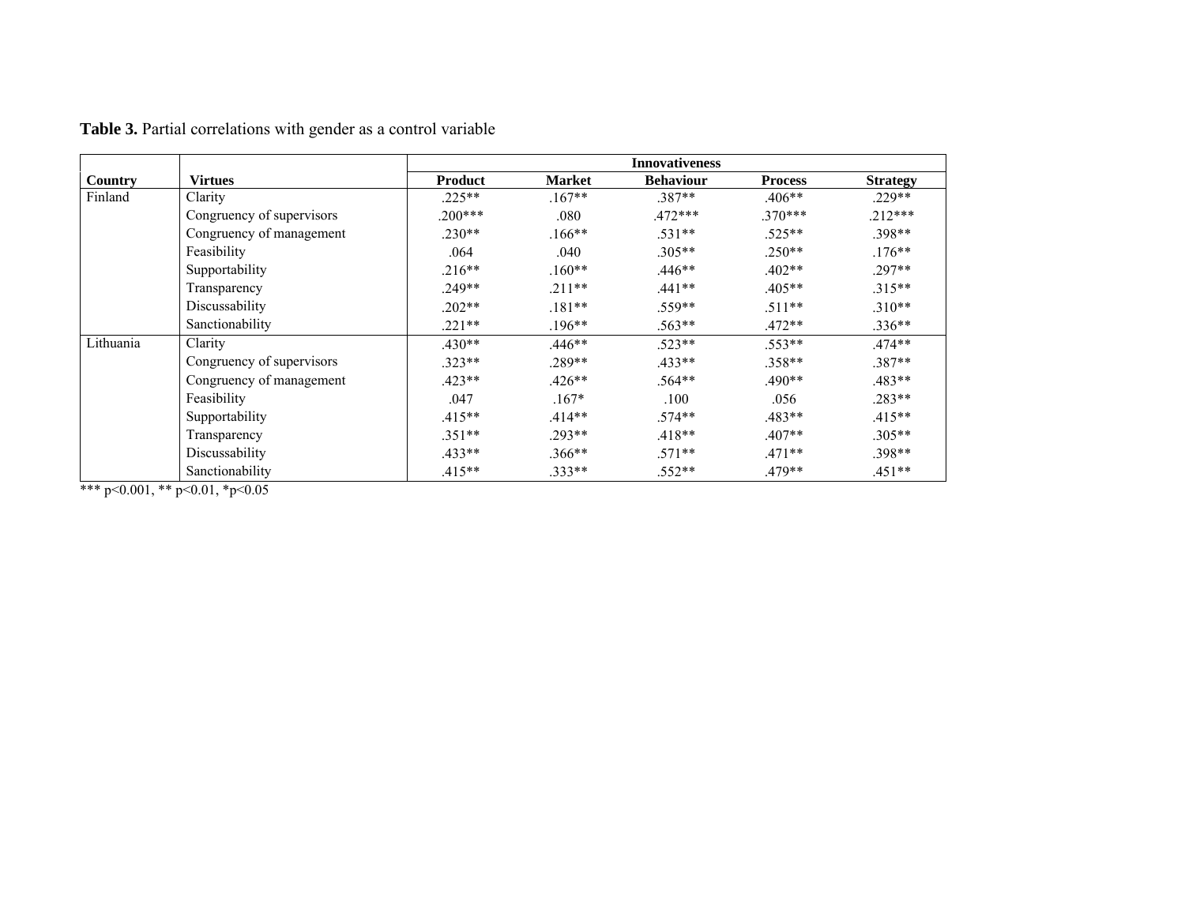**Table 3.** Partial correlations with gender as a control variable

| Country | Virtues | Innovativeness | | | | |
|---|---|---|---|---|---|---|
| | | **Product** | **Market** | **Behaviour** | **Process** | **Strategy** |
| Finland | Clarity | .225** | .167** | .387** | .406** | .229** |
| | Congruency of supervisors | .200*** | .080 | .472*** | .370*** | .212*** |
| | Congruency of management | .230** | .166** | .531** | .525** | .398** |
| | Feasibility | .064 | .040 | .305** | .250** | .176** |
| | Supportability | .216** | .160** | .446** | .402** | .297** |
| | Transparency | .249** | .211** | .441** | .405** | .315** |
| | Discussability | .202** | .181** | .559** | .511** | .310** |
| | Sanctionability | .221** | .196** | .563** | .472** | .336** |
| Lithuania | Clarity | .430** | .446** | .523** | .553** | .474** |
| | Congruency of supervisors | .323** | .289** | .433** | .358** | .387** |
| | Congruency of management | .423** | .426** | .564** | .490** | .483** |
| | Feasibility | .047 | .167* | .100 | .056 | .283** |
| | Supportability | .415** | .414** | .574** | .483** | .415** |
| | Transparency | .351** | .293** | .418** | .407** | .305** |
| | Discussability | .433** | .366** | .571** | .471** | .398** |
| | Sanctionability | .415** | .333** | .552** | .479** | .451** |

*** $p<0.001$, ** $p<0.01$, * $p<0.05$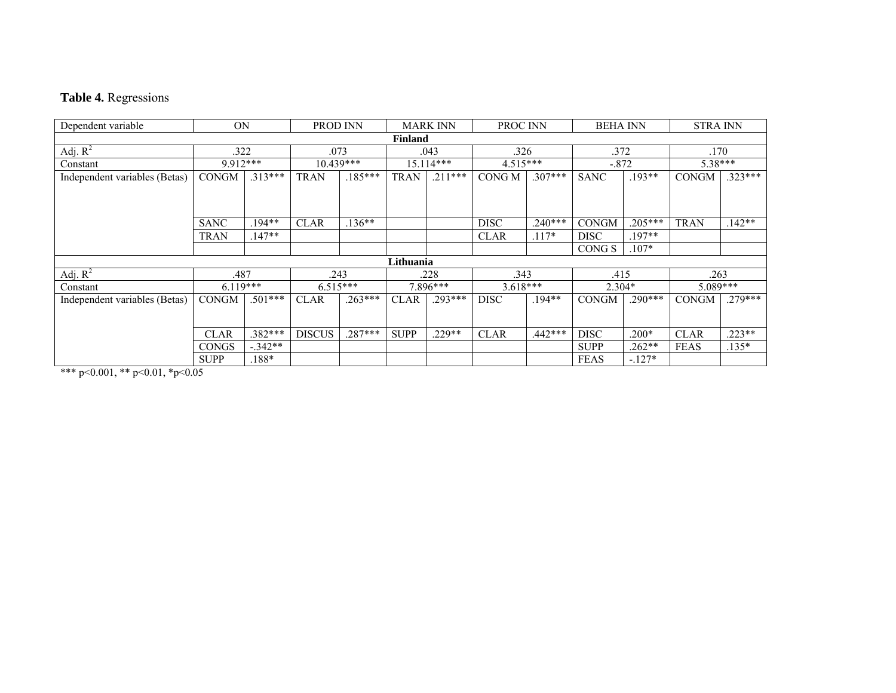**Table 4.** Regressions

| Dependent variable | ON | | PROD INN | | MARK INN | | PROC INN | | BEHA INN | | STRA INN | |
|---|---|---|---|---|---|---|---|---|---|---|---|---|
| **Finland** | | | | | | | | | | | | |
| Adj. $R^2$ | .322 | | .073 | | .043 | | .326 | | .372 | | .170 | |
| Constant | 9.912*** | | 10.439*** | | 15.114*** | | 4.515*** | | -.872 | | 5.38*** | |
| Independent variables (Betas) | CONGM | .313*** | TRAN | .185*** | TRAN | .211*** | CONG M | .307*** | SANC | .193** | CONGM | .323*** |
| | SANC | .194** | CLAR | .136** | | | DISC | .240*** | CONGM | .205*** | TRAN | .142** |
| | TRAN | .147** | | | | | CLAR | .117* | DISC | .197** | | |
| | | | | | | | | | CONG S | .107* | | |
| **Lithuania** | | | | | | | | | | | | |
| Adj. $R^2$ | .487 | | .243 | | .228 | | .343 | | .415 | | .263 | |
| Constant | 6.119*** | | 6.515*** | | 7.896*** | | 3.618*** | | 2.304* | | 5.089*** | |
| Independent variables (Betas) | CONGM | .501*** | CLAR | .263*** | CLAR | .293*** | DISC | .194** | CONGM | .290*** | CONGM | .279*** |
| | CLAR | .382*** | DISCUS | .287*** | SUPP | .229** | CLAR | .442*** | DISC | .200* | CLAR | .223** |
| | CONGS | -.342** | | | | | | | SUPP | .262** | FEAS | .135* |
| | SUPP | .188* | | | | | | | FEAS | -.127* | | |

*** p<0.001, ** p<0.01, *p<0.05